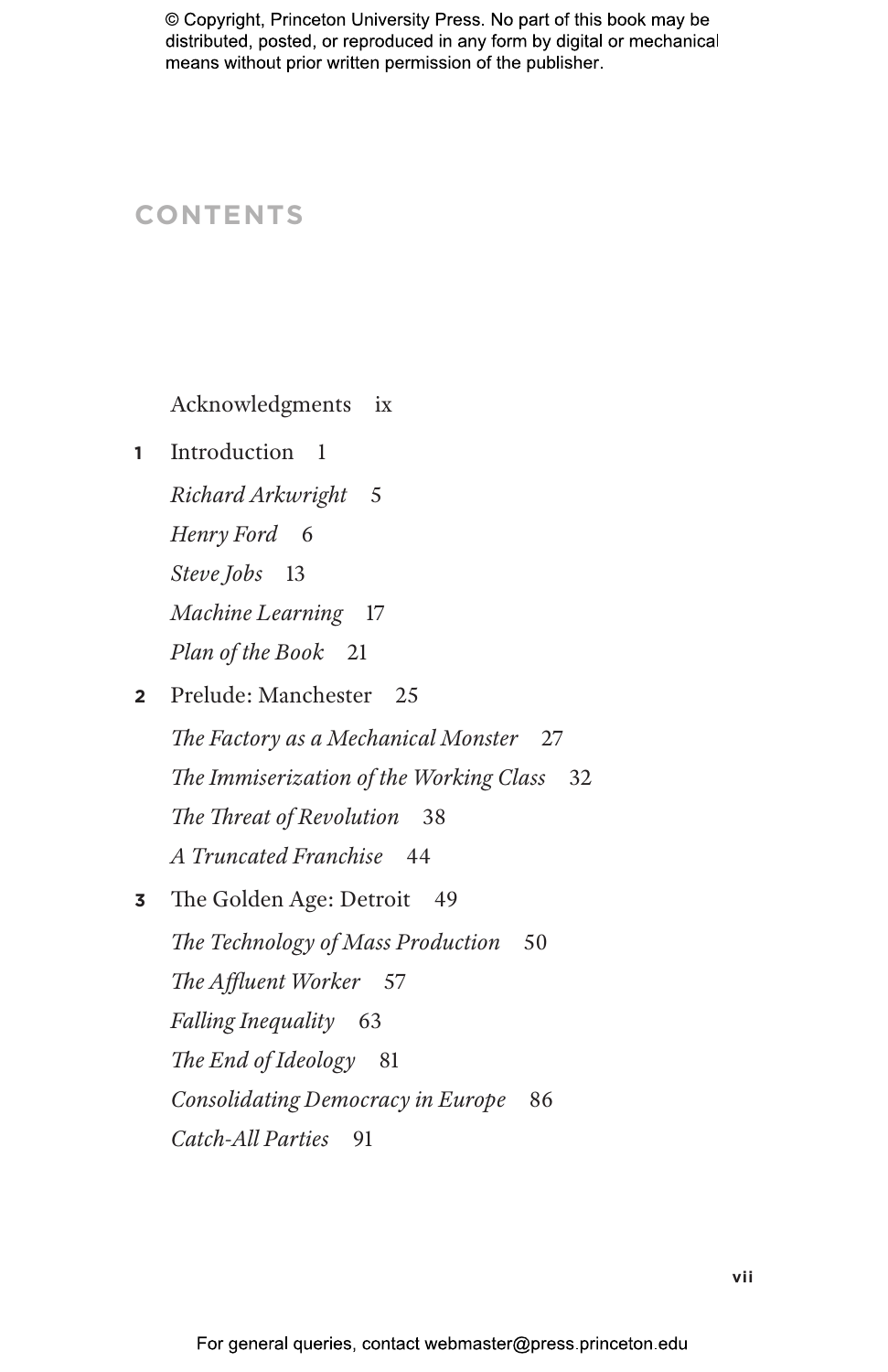© Copyright, Princeton University Press. No part of this book may be distributed, posted, or reproduced in any form by digital or mechanical means without prior written permission of the publisher.

# CONTENTS

Acknowledgments ix

**1** Introduction 1

*Richard Arkwright* 5

*Henry Ford* 6

*Steve Jobs* 13

*Machine Learning* 17

*Plan of the Book* 21

**2** Prelude: Manchester 25

*The Factory as a Mechanical Monster* 27

*The Immiserization of the Working Class* 32

*The Threat of Revolution* 38

*A Truncated Franchise* 44

**3** The Golden Age: Detroit 49

*The Technology of Mass Production* 50

*The Affluent Worker* 57

*Falling Inequality* 63

*The End of Ideology* 81

*Consolidating Democracy in Europe* 86

*Catch-All Parties* 91

For general queries, contact webmaster@press.princeton.edu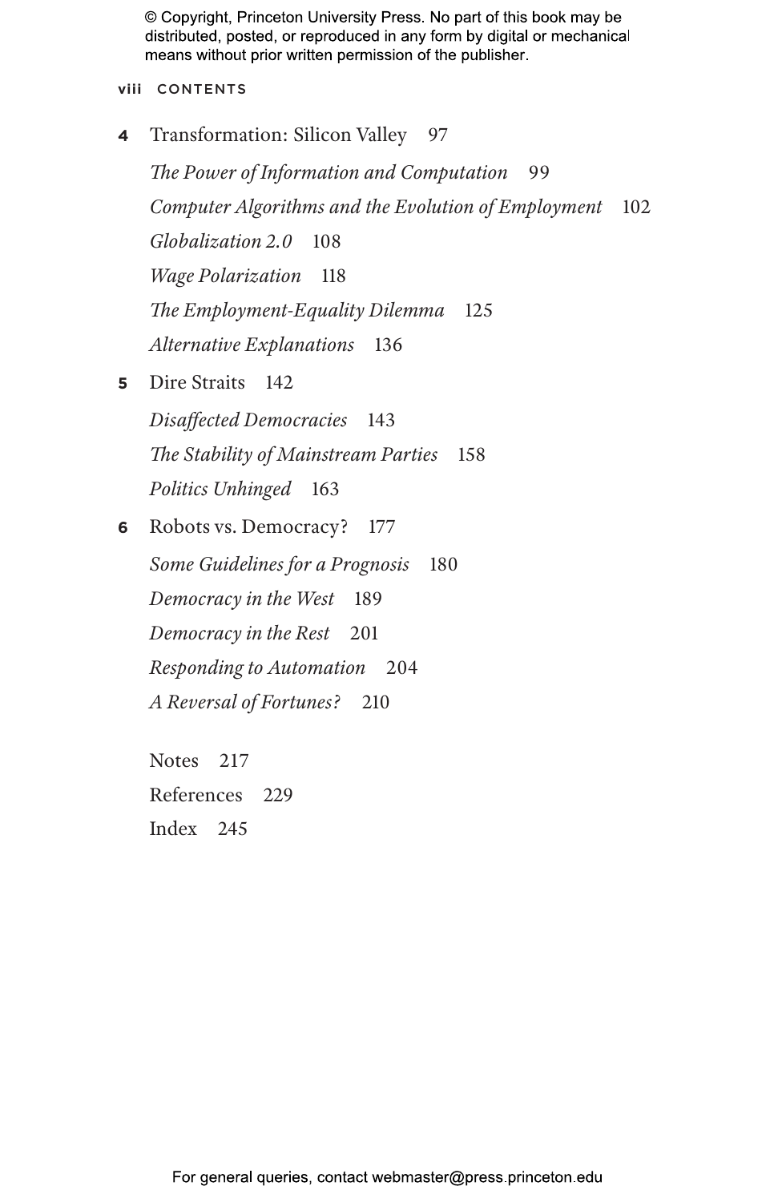4 Transformation: Silicon Valley 97

*The Power of Information and Computation* 99

*Computer Algorithms and the Evolution of Employment* 102

*Globalization 2.0* 108

*Wage Polarization* 118

*The Employment-Equality Dilemma* 125

*Alternative Explanations* 136

5 Dire Straits 142

*Disaffected Democracies* 143

*The Stability of Mainstream Parties* 158

*Politics Unhinged* 163

6 Robots vs. Democracy? 177

*Some Guidelines for a Prognosis* 180

*Democracy in the West* 189

*Democracy in the Rest* 201

*Responding to Automation* 204

*A Reversal of Fortunes?* 210

Notes 217

References 229

Index 245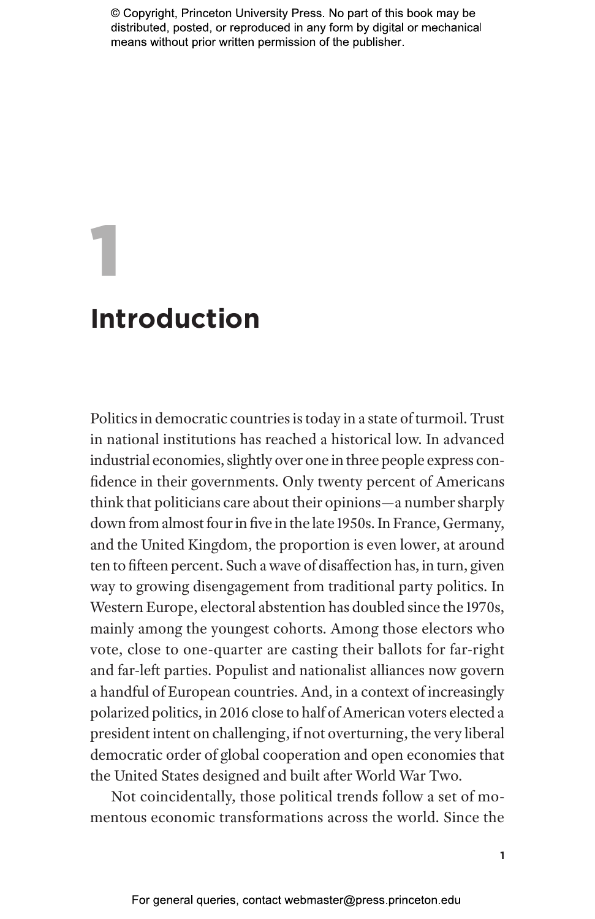# 1

# Introduction

Politics in democratic countries is today in a state of turmoil. Trust in national institutions has reached a historical low. In advanced industrial economies, slightly over one in three people express confidence in their governments. Only twenty percent of Americans think that politicians care about their opinions—a number sharply down from almost four in five in the late 1950s. In France, Germany, and the United Kingdom, the proportion is even lower, at around ten to fifteen percent. Such a wave of disaffection has, in turn, given way to growing disengagement from traditional party politics. In Western Europe, electoral abstention has doubled since the 1970s, mainly among the youngest cohorts. Among those electors who vote, close to one-quarter are casting their ballots for far-right and far-left parties. Populist and nationalist alliances now govern a handful of European countries. And, in a context of increasingly polarized politics, in 2016 close to half of American voters elected a president intent on challenging, if not overturning, the very liberal democratic order of global cooperation and open economies that the United States designed and built after World War Two.

Not coincidentally, those political trends follow a set of momentous economic transformations across the world. Since the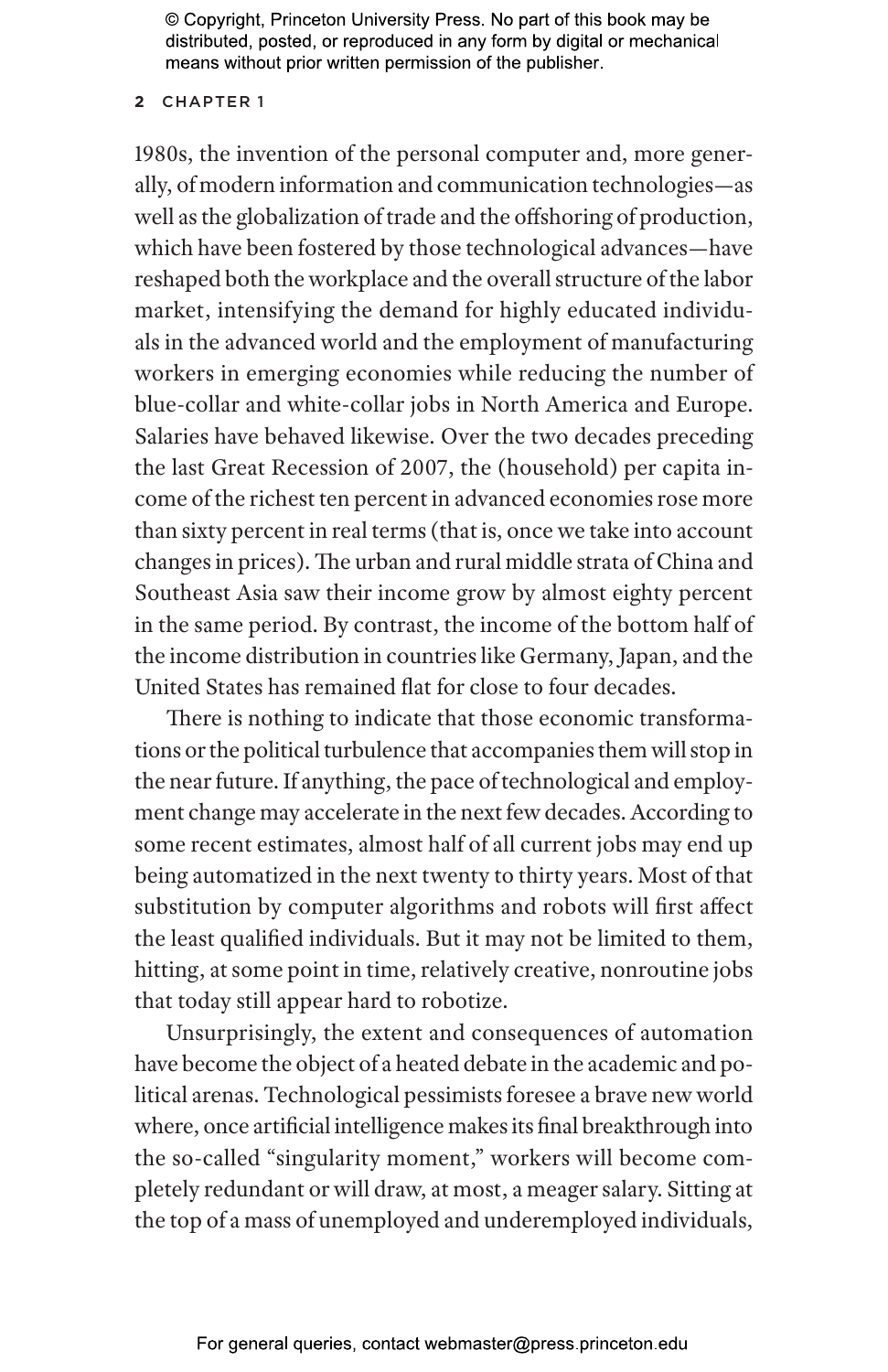1980s, the invention of the personal computer and, more generally, of modern information and communication technologies—as well as the globalization of trade and the offshoring of production, which have been fostered by those technological advances—have reshaped both the workplace and the overall structure of the labor market, intensifying the demand for highly educated individuals in the advanced world and the employment of manufacturing workers in emerging economies while reducing the number of blue-collar and white-collar jobs in North America and Europe. Salaries have behaved likewise. Over the two decades preceding the last Great Recession of 2007, the (household) per capita income of the richest ten percent in advanced economies rose more than sixty percent in real terms (that is, once we take into account changes in prices). The urban and rural middle strata of China and Southeast Asia saw their income grow by almost eighty percent in the same period. By contrast, the income of the bottom half of the income distribution in countries like Germany, Japan, and the United States has remained flat for close to four decades.

There is nothing to indicate that those economic transformations or the political turbulence that accompanies them will stop in the near future. If anything, the pace of technological and employment change may accelerate in the next few decades. According to some recent estimates, almost half of all current jobs may end up being automatized in the next twenty to thirty years. Most of that substitution by computer algorithms and robots will first affect the least qualified individuals. But it may not be limited to them, hitting, at some point in time, relatively creative, nonroutine jobs that today still appear hard to robotize.

Unsurprisingly, the extent and consequences of automation have become the object of a heated debate in the academic and political arenas. Technological pessimists foresee a brave new world where, once artificial intelligence makes its final breakthrough into the so-called "singularity moment," workers will become completely redundant or will draw, at most, a meager salary. Sitting at the top of a mass of unemployed and underemployed individuals,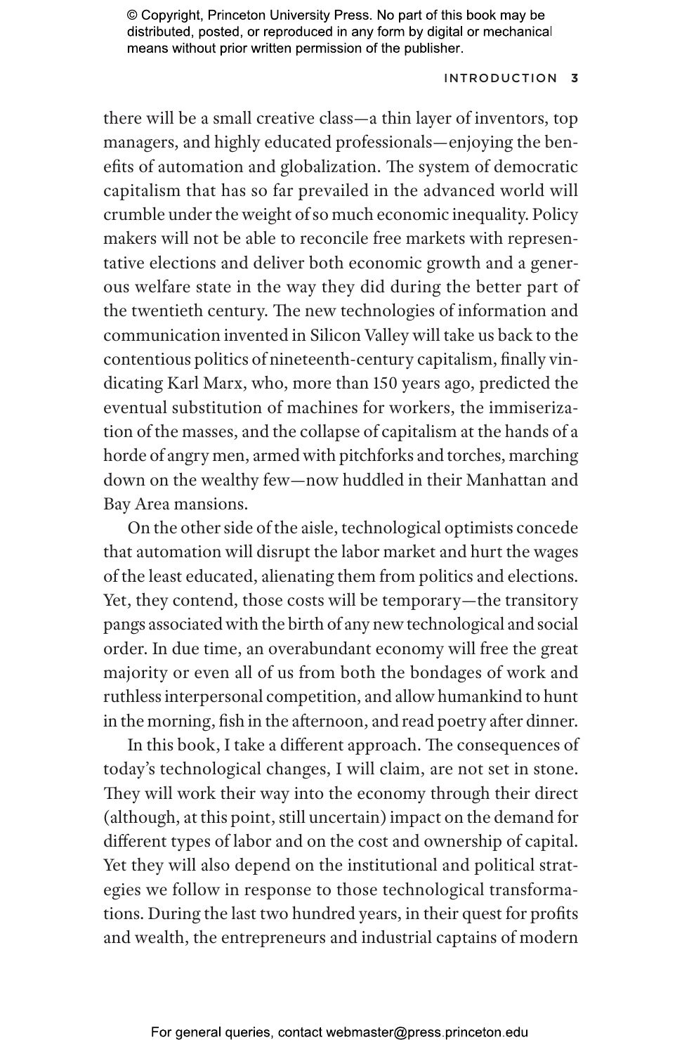there will be a small creative class—a thin layer of inventors, top managers, and highly educated professionals—enjoying the benefits of automation and globalization. The system of democratic capitalism that has so far prevailed in the advanced world will crumble under the weight of so much economic inequality. Policy makers will not be able to reconcile free markets with representative elections and deliver both economic growth and a generous welfare state in the way they did during the better part of the twentieth century. The new technologies of information and communication invented in Silicon Valley will take us back to the contentious politics of nineteenth-century capitalism, finally vindicating Karl Marx, who, more than 150 years ago, predicted the eventual substitution of machines for workers, the immiseration of the masses, and the collapse of capitalism at the hands of a horde of angry men, armed with pitchforks and torches, marching down on the wealthy few—now huddled in their Manhattan and Bay Area mansions.

On the other side of the aisle, technological optimists concede that automation will disrupt the labor market and hurt the wages of the least educated, alienating them from politics and elections. Yet, they contend, those costs will be temporary—the transitory pangs associated with the birth of any new technological and social order. In due time, an overabundant economy will free the great majority or even all of us from both the bondages of work and ruthless interpersonal competition, and allow humankind to hunt in the morning, fish in the afternoon, and read poetry after dinner.

In this book, I take a different approach. The consequences of today's technological changes, I will claim, are not set in stone. They will work their way into the economy through their direct (although, at this point, still uncertain) impact on the demand for different types of labor and on the cost and ownership of capital. Yet they will also depend on the institutional and political strategies we follow in response to those technological transformations. During the last two hundred years, in their quest for profits and wealth, the entrepreneurs and industrial captains of modern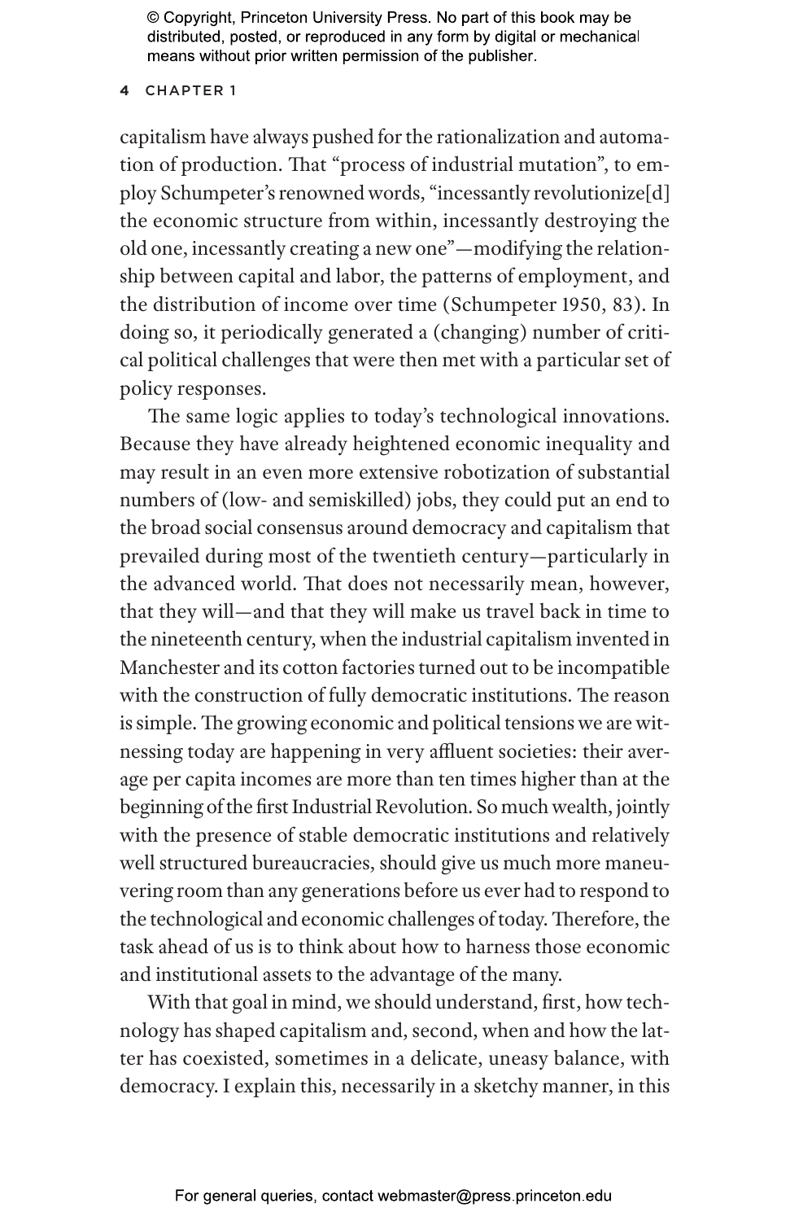capitalism have always pushed for the rationalization and automation of production. That "process of industrial mutation", to employ Schumpeter's renowned words, "incessantly revolutionize[d] the economic structure from within, incessantly destroying the old one, incessantly creating a new one"—modifying the relationship between capital and labor, the patterns of employment, and the distribution of income over time (Schumpeter 1950, 83). In doing so, it periodically generated a (changing) number of critical political challenges that were then met with a particular set of policy responses.

The same logic applies to today's technological innovations. Because they have already heightened economic inequality and may result in an even more extensive robotization of substantial numbers of (low- and semiskilled) jobs, they could put an end to the broad social consensus around democracy and capitalism that prevailed during most of the twentieth century—particularly in the advanced world. That does not necessarily mean, however, that they will—and that they will make us travel back in time to the nineteenth century, when the industrial capitalism invented in Manchester and its cotton factories turned out to be incompatible with the construction of fully democratic institutions. The reason is simple. The growing economic and political tensions we are witnessing today are happening in very affluent societies: their average per capita incomes are more than ten times higher than at the beginning of the first Industrial Revolution. So much wealth, jointly with the presence of stable democratic institutions and relatively well structured bureaucracies, should give us much more maneuvering room than any generations before us ever had to respond to the technological and economic challenges of today. Therefore, the task ahead of us is to think about how to harness those economic and institutional assets to the advantage of the many.

With that goal in mind, we should understand, first, how technology has shaped capitalism and, second, when and how the latter has coexisted, sometimes in a delicate, uneasy balance, with democracy. I explain this, necessarily in a sketchy manner, in this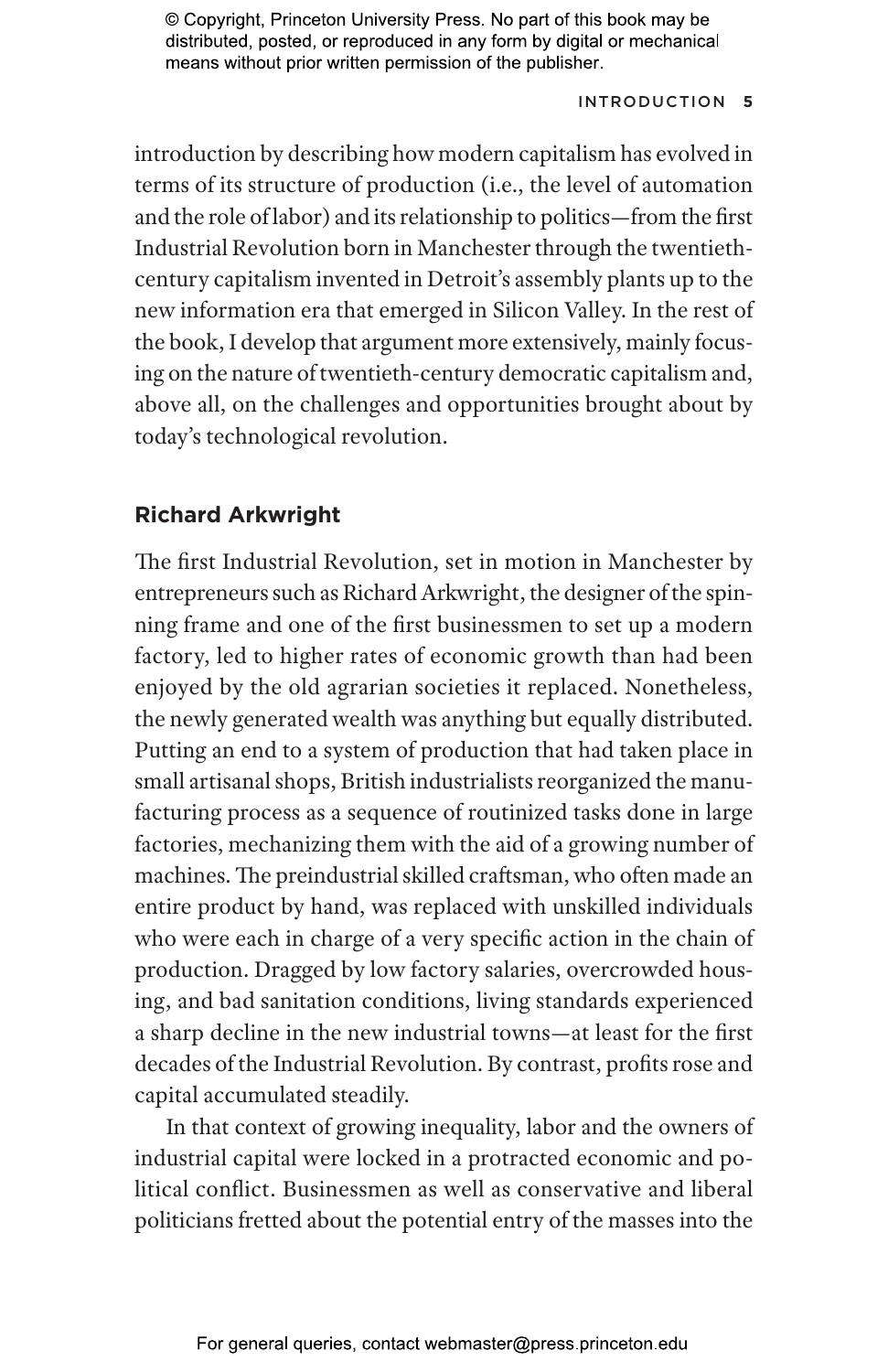introduction by describing how modern capitalism has evolved in terms of its structure of production (i.e., the level of automation and the role of labor) and its relationship to politics—from the first Industrial Revolution born in Manchester through the twentieth-century capitalism invented in Detroit's assembly plants up to the new information era that emerged in Silicon Valley. In the rest of the book, I develop that argument more extensively, mainly focusing on the nature of twentieth-century democratic capitalism and, above all, on the challenges and opportunities brought about by today's technological revolution.

## Richard Arkwright

The first Industrial Revolution, set in motion in Manchester by entrepreneurs such as Richard Arkwright, the designer of the spinning frame and one of the first businessmen to set up a modern factory, led to higher rates of economic growth than had been enjoyed by the old agrarian societies it replaced. Nonetheless, the newly generated wealth was anything but equally distributed. Putting an end to a system of production that had taken place in small artisanal shops, British industrialists reorganized the manufacturing process as a sequence of routinized tasks done in large factories, mechanizing them with the aid of a growing number of machines. The preindustrial skilled craftsman, who often made an entire product by hand, was replaced with unskilled individuals who were each in charge of a very specific action in the chain of production. Dragged by low factory salaries, overcrowded housing, and bad sanitation conditions, living standards experienced a sharp decline in the new industrial towns—at least for the first decades of the Industrial Revolution. By contrast, profits rose and capital accumulated steadily.

In that context of growing inequality, labor and the owners of industrial capital were locked in a protracted economic and political conflict. Businessmen as well as conservative and liberal politicians fretted about the potential entry of the masses into the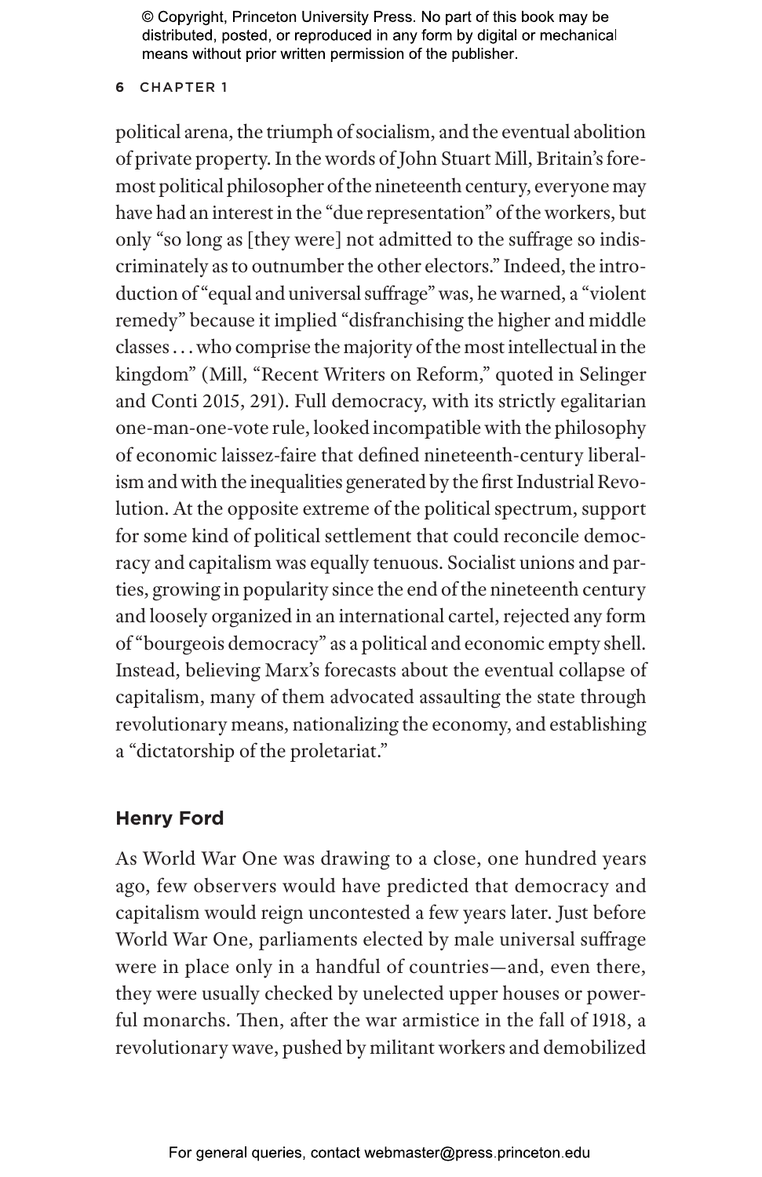political arena, the triumph of socialism, and the eventual abolition of private property. In the words of John Stuart Mill, Britain's foremost political philosopher of the nineteenth century, everyone may have had an interest in the "due representation" of the workers, but only "so long as [they were] not admitted to the suffrage so indiscriminately as to outnumber the other electors." Indeed, the introduction of "equal and universal suffrage" was, he warned, a "violent remedy" because it implied "disfranchising the higher and middle classes . . . who comprise the majority of the most intellectual in the kingdom" (Mill, "Recent Writers on Reform," quoted in Selinger and Conti 2015, 291). Full democracy, with its strictly egalitarian one-man-one-vote rule, looked incompatible with the philosophy of economic laissez-faire that defined nineteenth-century liberalism and with the inequalities generated by the first Industrial Revolution. At the opposite extreme of the political spectrum, support for some kind of political settlement that could reconcile democracy and capitalism was equally tenuous. Socialist unions and parties, growing in popularity since the end of the nineteenth century and loosely organized in an international cartel, rejected any form of "bourgeois democracy" as a political and economic empty shell. Instead, believing Marx's forecasts about the eventual collapse of capitalism, many of them advocated assaulting the state through revolutionary means, nationalizing the economy, and establishing a "dictatorship of the proletariat."

## Henry Ford

As World War One was drawing to a close, one hundred years ago, few observers would have predicted that democracy and capitalism would reign uncontested a few years later. Just before World War One, parliaments elected by male universal suffrage were in place only in a handful of countries—and, even there, they were usually checked by unelected upper houses or powerful monarchs. Then, after the war armistice in the fall of 1918, a revolutionary wave, pushed by militant workers and demobilized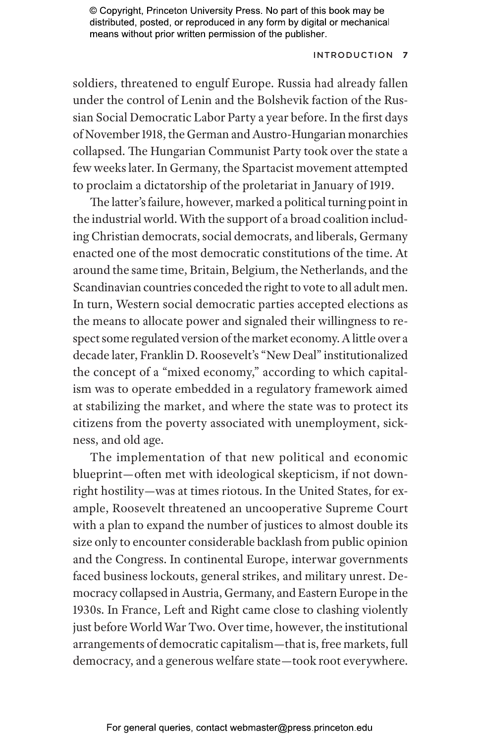soldiers, threatened to engulf Europe. Russia had already fallen under the control of Lenin and the Bolshevik faction of the Russian Social Democratic Labor Party a year before. In the first days of November 1918, the German and Austro-Hungarian monarchies collapsed. The Hungarian Communist Party took over the state a few weeks later. In Germany, the Spartacist movement attempted to proclaim a dictatorship of the proletariat in January of 1919.

The latter's failure, however, marked a political turning point in the industrial world. With the support of a broad coalition including Christian democrats, social democrats, and liberals, Germany enacted one of the most democratic constitutions of the time. At around the same time, Britain, Belgium, the Netherlands, and the Scandinavian countries conceded the right to vote to all adult men. In turn, Western social democratic parties accepted elections as the means to allocate power and signaled their willingness to respect some regulated version of the market economy. A little over a decade later, Franklin D. Roosevelt's "New Deal" institutionalized the concept of a "mixed economy," according to which capitalism was to operate embedded in a regulatory framework aimed at stabilizing the market, and where the state was to protect its citizens from the poverty associated with unemployment, sickness, and old age.

The implementation of that new political and economic blueprint—often met with ideological skepticism, if not downright hostility—was at times riotous. In the United States, for example, Roosevelt threatened an uncooperative Supreme Court with a plan to expand the number of justices to almost double its size only to encounter considerable backlash from public opinion and the Congress. In continental Europe, interwar governments faced business lockouts, general strikes, and military unrest. Democracy collapsed in Austria, Germany, and Eastern Europe in the 1930s. In France, Left and Right came close to clashing violently just before World War Two. Over time, however, the institutional arrangements of democratic capitalism—that is, free markets, full democracy, and a generous welfare state—took root everywhere.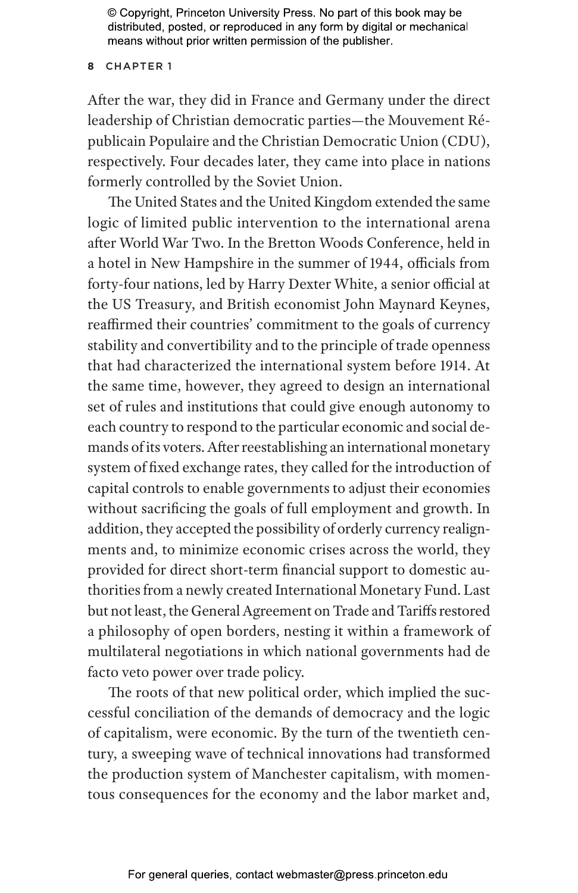After the war, they did in France and Germany under the direct leadership of Christian democratic parties—the Mouvement Républicain Populaire and the Christian Democratic Union (CDU), respectively. Four decades later, they came into place in nations formerly controlled by the Soviet Union.

The United States and the United Kingdom extended the same logic of limited public intervention to the international arena after World War Two. In the Bretton Woods Conference, held in a hotel in New Hampshire in the summer of 1944, officials from forty-four nations, led by Harry Dexter White, a senior official at the US Treasury, and British economist John Maynard Keynes, reaffirmed their countries' commitment to the goals of currency stability and convertibility and to the principle of trade openness that had characterized the international system before 1914. At the same time, however, they agreed to design an international set of rules and institutions that could give enough autonomy to each country to respond to the particular economic and social demands of its voters. After reestablishing an international monetary system of fixed exchange rates, they called for the introduction of capital controls to enable governments to adjust their economies without sacrificing the goals of full employment and growth. In addition, they accepted the possibility of orderly currency realignments and, to minimize economic crises across the world, they provided for direct short-term financial support to domestic authorities from a newly created International Monetary Fund. Last but not least, the General Agreement on Trade and Tariffs restored a philosophy of open borders, nesting it within a framework of multilateral negotiations in which national governments had de facto veto power over trade policy.

The roots of that new political order, which implied the successful conciliation of the demands of democracy and the logic of capitalism, were economic. By the turn of the twentieth century, a sweeping wave of technical innovations had transformed the production system of Manchester capitalism, with momentous consequences for the economy and the labor market and,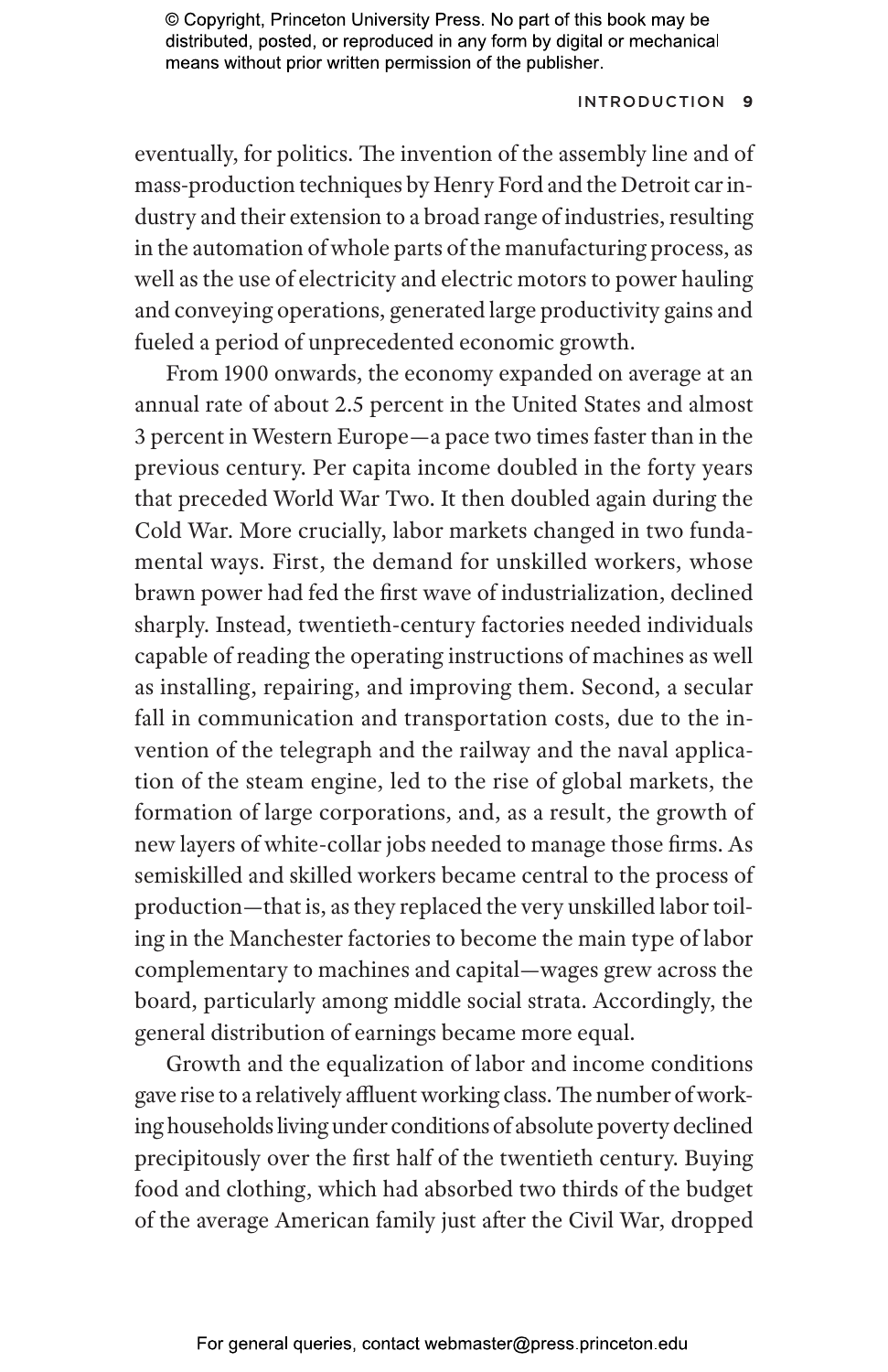eventually, for politics. The invention of the assembly line and of mass-production techniques by Henry Ford and the Detroit car industry and their extension to a broad range of industries, resulting in the automation of whole parts of the manufacturing process, as well as the use of electricity and electric motors to power hauling and conveying operations, generated large productivity gains and fueled a period of unprecedented economic growth.

From 1900 onwards, the economy expanded on average at an annual rate of about 2.5 percent in the United States and almost 3 percent in Western Europe—a pace two times faster than in the previous century. Per capita income doubled in the forty years that preceded World War Two. It then doubled again during the Cold War. More crucially, labor markets changed in two fundamental ways. First, the demand for unskilled workers, whose brawn power had fed the first wave of industrialization, declined sharply. Instead, twentieth-century factories needed individuals capable of reading the operating instructions of machines as well as installing, repairing, and improving them. Second, a secular fall in communication and transportation costs, due to the invention of the telegraph and the railway and the naval application of the steam engine, led to the rise of global markets, the formation of large corporations, and, as a result, the growth of new layers of white-collar jobs needed to manage those firms. As semiskilled and skilled workers became central to the process of production—that is, as they replaced the very unskilled labor toiling in the Manchester factories to become the main type of labor complementary to machines and capital—wages grew across the board, particularly among middle social strata. Accordingly, the general distribution of earnings became more equal.

Growth and the equalization of labor and income conditions gave rise to a relatively affluent working class. The number of working households living under conditions of absolute poverty declined precipitously over the first half of the twentieth century. Buying food and clothing, which had absorbed two thirds of the budget of the average American family just after the Civil War, dropped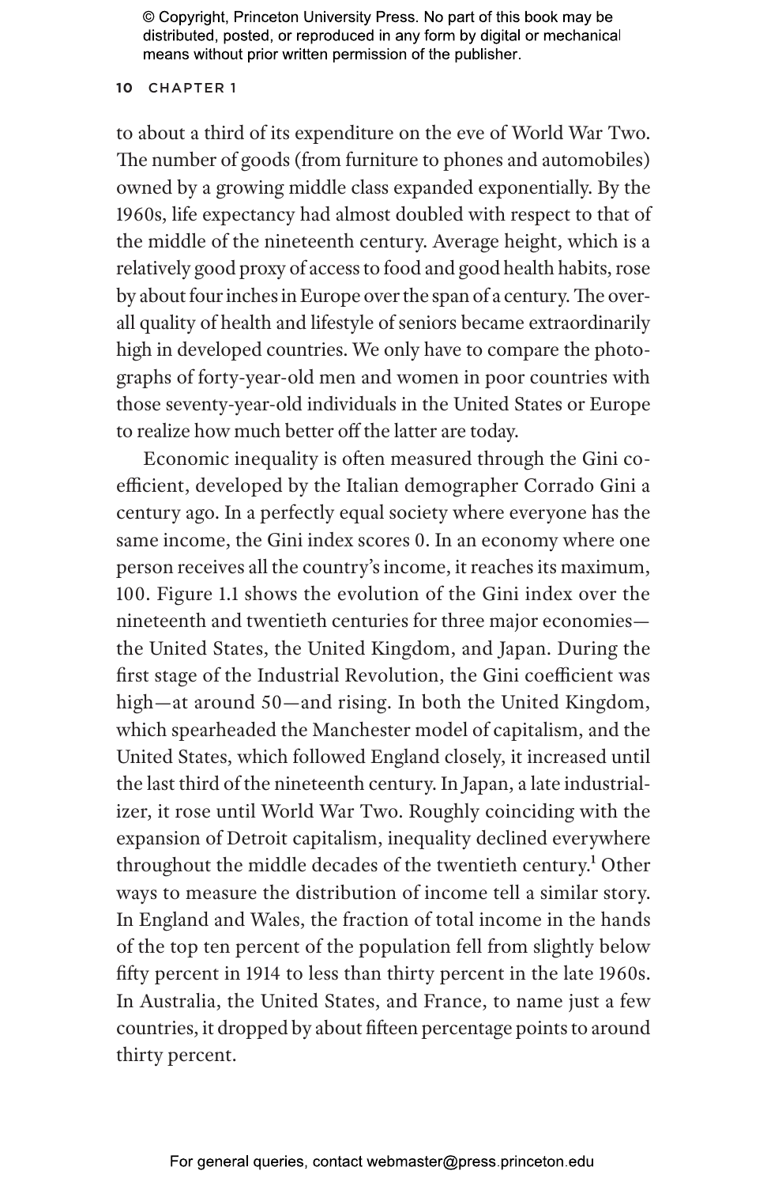to about a third of its expenditure on the eve of World War Two. The number of goods (from furniture to phones and automobiles) owned by a growing middle class expanded exponentially. By the 1960s, life expectancy had almost doubled with respect to that of the middle of the nineteenth century. Average height, which is a relatively good proxy of access to food and good health habits, rose by about four inches in Europe over the span of a century. The overall quality of health and lifestyle of seniors became extraordinarily high in developed countries. We only have to compare the photographs of forty-year-old men and women in poor countries with those seventy-year-old individuals in the United States or Europe to realize how much better off the latter are today.

Economic inequality is often measured through the Gini coefficient, developed by the Italian demographer Corrado Gini a century ago. In a perfectly equal society where everyone has the same income, the Gini index scores 0. In an economy where one person receives all the country's income, it reaches its maximum, 100. Figure 1.1 shows the evolution of the Gini index over the nineteenth and twentieth centuries for three major economies—the United States, the United Kingdom, and Japan. During the first stage of the Industrial Revolution, the Gini coefficient was high—at around 50—and rising. In both the United Kingdom, which spearheaded the Manchester model of capitalism, and the United States, which followed England closely, it increased until the last third of the nineteenth century. In Japan, a late industrializer, it rose until World War Two. Roughly coinciding with the expansion of Detroit capitalism, inequality declined everywhere throughout the middle decades of the twentieth century.[1] Other ways to measure the distribution of income tell a similar story. In England and Wales, the fraction of total income in the hands of the top ten percent of the population fell from slightly below fifty percent in 1914 to less than thirty percent in the late 1960s. In Australia, the United States, and France, to name just a few countries, it dropped by about fifteen percentage points to around thirty percent.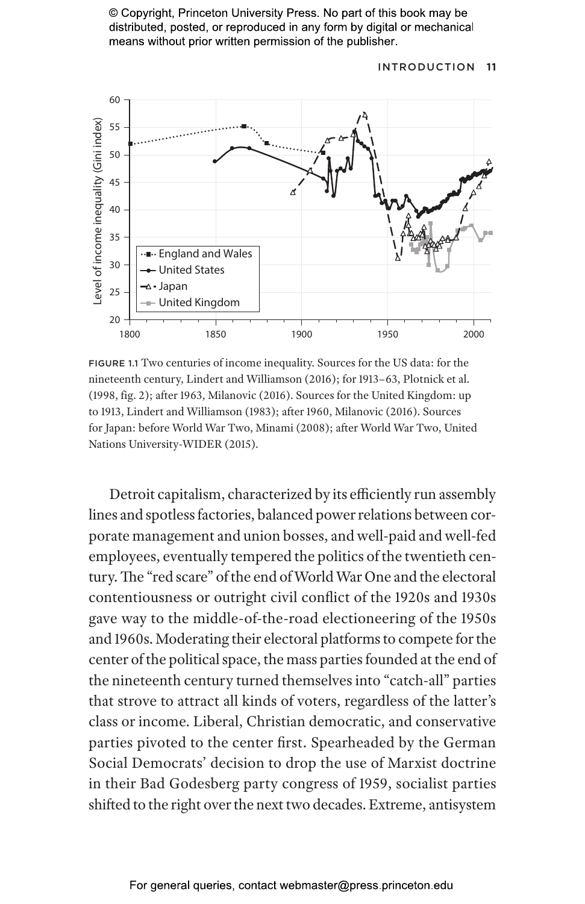FIGURE 1.1 Two centuries of income inequality. Sources for the US data: for the nineteenth century, Lindert and Williamson (2016); for 1913–63, Plotnick et al. (1998, fig. 2); after 1963, Milanovic (2016). Sources for the United Kingdom: up to 1913, Lindert and Williamson (1983); after 1960, Milanovic (2016). Sources for Japan: before World War Two, Minami (2008); after World War Two, United Nations University-WIDER (2015).

Detroit capitalism, characterized by its efficiently run assembly lines and spotless factories, balanced power relations between corporate management and union bosses, and well-paid and well-fed employees, eventually tempered the politics of the twentieth century. The "red scare" of the end of World War One and the electoral contentiousness or outright civil conflict of the 1920s and 1930s gave way to the middle-of-the-road electioneering of the 1950s and 1960s. Moderating their electoral platforms to compete for the center of the political space, the mass parties founded at the end of the nineteenth century turned themselves into "catch-all" parties that strove to attract all kinds of voters, regardless of the latter's class or income. Liberal, Christian democratic, and conservative parties pivoted to the center first. Spearheaded by the German Social Democrats' decision to drop the use of Marxist doctrine in their Bad Godesberg party congress of 1959, socialist parties shifted to the right over the next two decades. Extreme, antisystem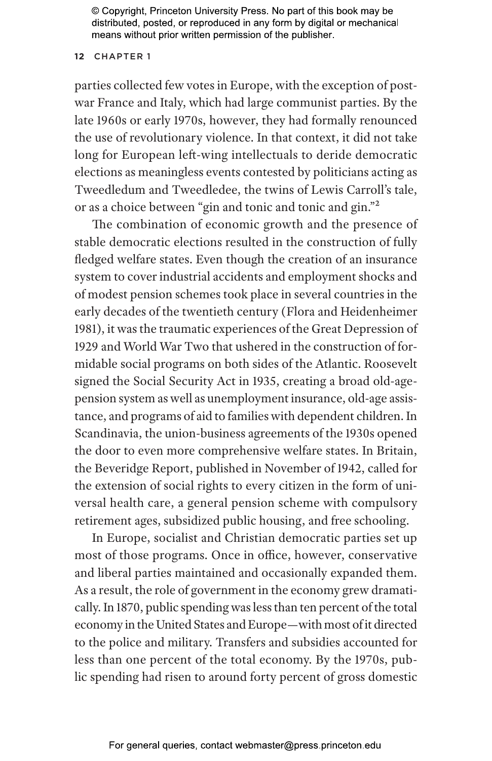parties collected few votes in Europe, with the exception of post-war France and Italy, which had large communist parties. By the late 1960s or early 1970s, however, they had formally renounced the use of revolutionary violence. In that context, it did not take long for European left-wing intellectuals to deride democratic elections as meaningless events contested by politicians acting as Tweedledum and Tweedledee, the twins of Lewis Carroll's tale, or as a choice between "gin and tonic and tonic and gin."[2]

The combination of economic growth and the presence of stable democratic elections resulted in the construction of fully fledged welfare states. Even though the creation of an insurance system to cover industrial accidents and employment shocks and of modest pension schemes took place in several countries in the early decades of the twentieth century (Flora and Heidenheimer 1981), it was the traumatic experiences of the Great Depression of 1929 and World War Two that ushered in the construction of formidable social programs on both sides of the Atlantic. Roosevelt signed the Social Security Act in 1935, creating a broad old-age-pension system as well as unemployment insurance, old-age assistance, and programs of aid to families with dependent children. In Scandinavia, the union-business agreements of the 1930s opened the door to even more comprehensive welfare states. In Britain, the Beveridge Report, published in November of 1942, called for the extension of social rights to every citizen in the form of universal health care, a general pension scheme with compulsory retirement ages, subsidized public housing, and free schooling.

In Europe, socialist and Christian democratic parties set up most of those programs. Once in office, however, conservative and liberal parties maintained and occasionally expanded them. As a result, the role of government in the economy grew dramatically. In 1870, public spending was less than ten percent of the total economy in the United States and Europe—with most of it directed to the police and military. Transfers and subsidies accounted for less than one percent of the total economy. By the 1970s, public spending had risen to around forty percent of gross domestic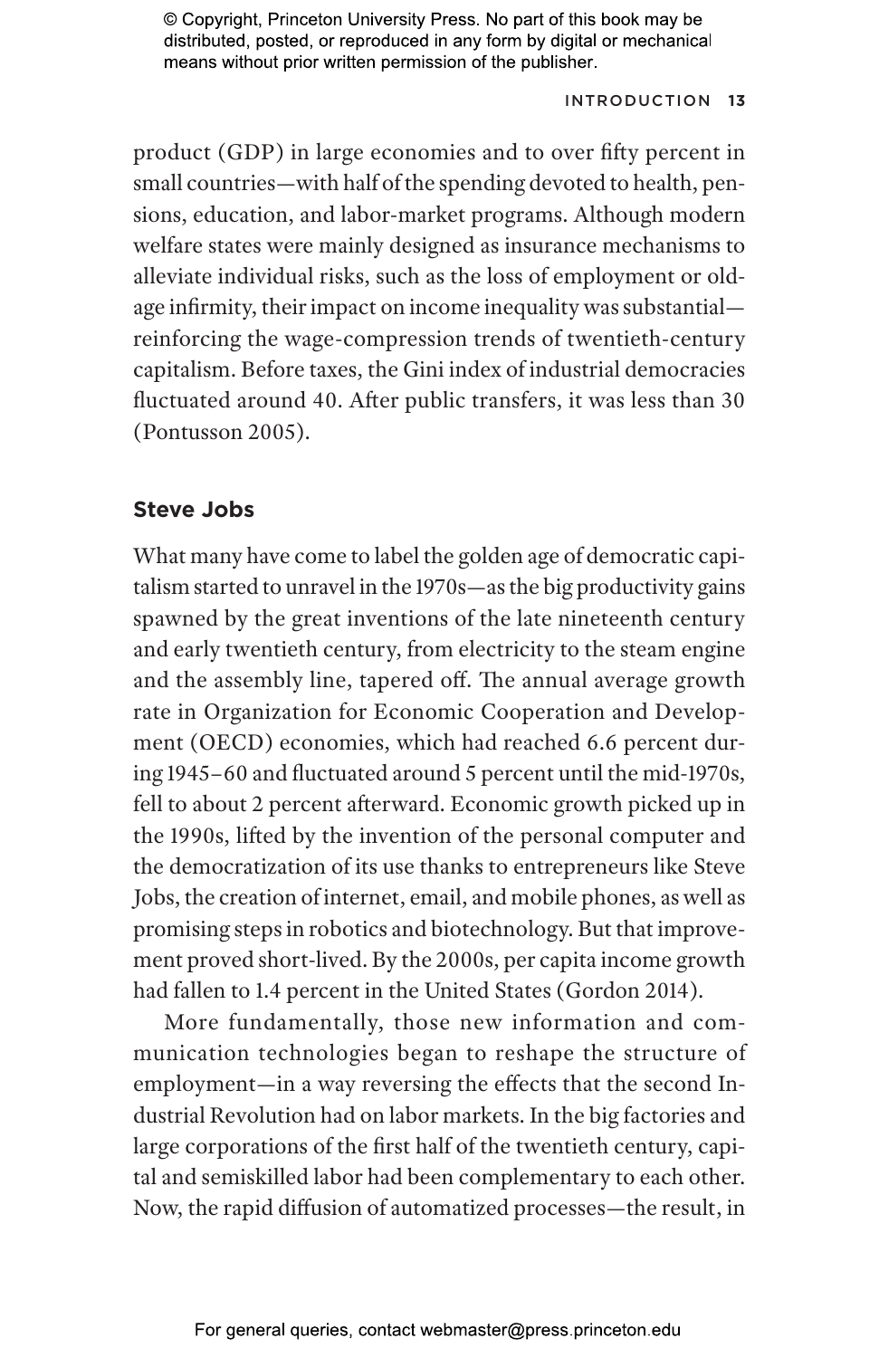product (GDP) in large economies and to over fifty percent in small countries—with half of the spending devoted to health, pensions, education, and labor-market programs. Although modern welfare states were mainly designed as insurance mechanisms to alleviate individual risks, such as the loss of employment or old-age infirmity, their impact on income inequality was substantial—reinforcing the wage-compression trends of twentieth-century capitalism. Before taxes, the Gini index of industrial democracies fluctuated around 40. After public transfers, it was less than 30 (Pontusson 2005).

## Steve Jobs

What many have come to label the golden age of democratic capitalism started to unravel in the 1970s—as the big productivity gains spawned by the great inventions of the late nineteenth century and early twentieth century, from electricity to the steam engine and the assembly line, tapered off. The annual average growth rate in Organization for Economic Cooperation and Development (OECD) economies, which had reached 6.6 percent during 1945–60 and fluctuated around 5 percent until the mid-1970s, fell to about 2 percent afterward. Economic growth picked up in the 1990s, lifted by the invention of the personal computer and the democratization of its use thanks to entrepreneurs like Steve Jobs, the creation of internet, email, and mobile phones, as well as promising steps in robotics and biotechnology. But that improvement proved short-lived. By the 2000s, per capita income growth had fallen to 1.4 percent in the United States (Gordon 2014).

More fundamentally, those new information and communication technologies began to reshape the structure of employment—in a way reversing the effects that the second Industrial Revolution had on labor markets. In the big factories and large corporations of the first half of the twentieth century, capital and semiskilled labor had been complementary to each other. Now, the rapid diffusion of automatized processes—the result, in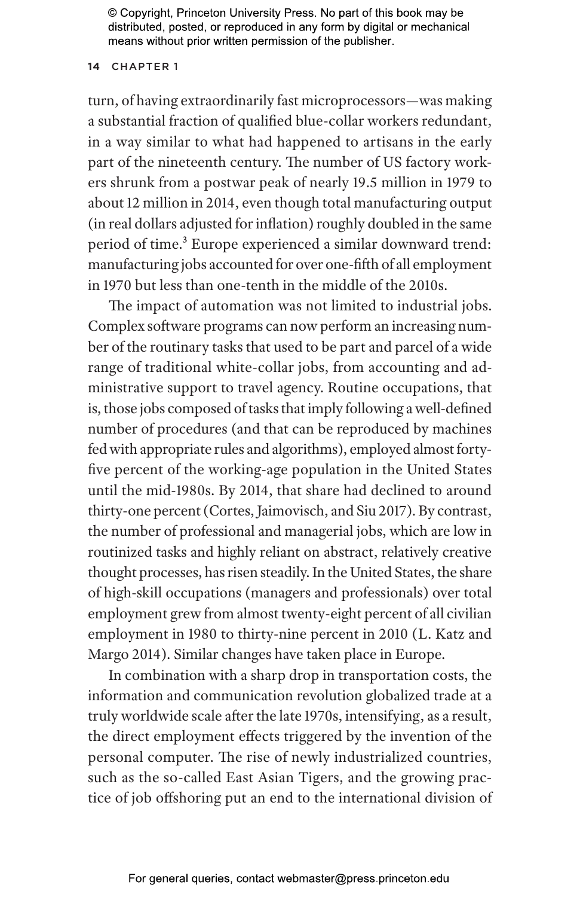turn, of having extraordinarily fast microprocessors—was making a substantial fraction of qualified blue-collar workers redundant, in a way similar to what had happened to artisans in the early part of the nineteenth century. The number of US factory workers shrunk from a postwar peak of nearly 19.5 million in 1979 to about 12 million in 2014, even though total manufacturing output (in real dollars adjusted for inflation) roughly doubled in the same period of time.[3] Europe experienced a similar downward trend: manufacturing jobs accounted for over one-fifth of all employment in 1970 but less than one-tenth in the middle of the 2010s.

The impact of automation was not limited to industrial jobs. Complex software programs can now perform an increasing number of the routinary tasks that used to be part and parcel of a wide range of traditional white-collar jobs, from accounting and administrative support to travel agency. Routine occupations, that is, those jobs composed of tasks that imply following a well-defined number of procedures (and that can be reproduced by machines fed with appropriate rules and algorithms), employed almost forty-five percent of the working-age population in the United States until the mid-1980s. By 2014, that share had declined to around thirty-one percent (Cortes, Jaimovisch, and Siu 2017). By contrast, the number of professional and managerial jobs, which are low in routinized tasks and highly reliant on abstract, relatively creative thought processes, has risen steadily. In the United States, the share of high-skill occupations (managers and professionals) over total employment grew from almost twenty-eight percent of all civilian employment in 1980 to thirty-nine percent in 2010 (L. Katz and Margo 2014). Similar changes have taken place in Europe.

In combination with a sharp drop in transportation costs, the information and communication revolution globalized trade at a truly worldwide scale after the late 1970s, intensifying, as a result, the direct employment effects triggered by the invention of the personal computer. The rise of newly industrialized countries, such as the so-called East Asian Tigers, and the growing practice of job offshoring put an end to the international division of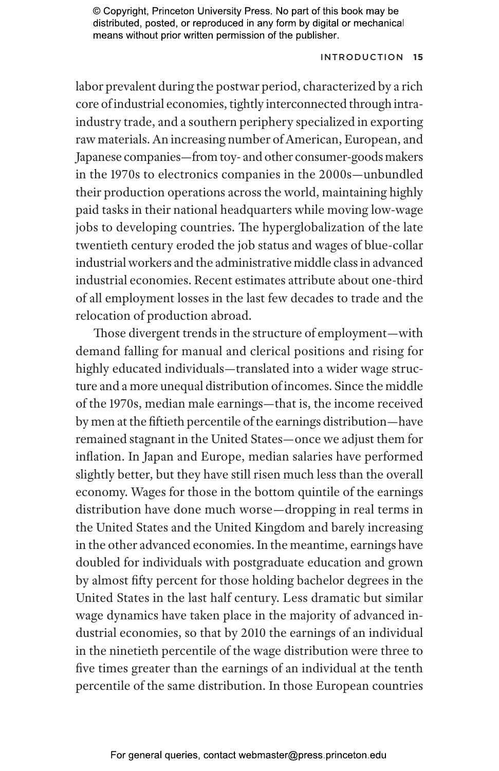labor prevalent during the postwar period, characterized by a rich core of industrial economies, tightly interconnected through intra-industry trade, and a southern periphery specialized in exporting raw materials. An increasing number of American, European, and Japanese companies—from toy- and other consumer-goods makers in the 1970s to electronics companies in the 2000s—unbundled their production operations across the world, maintaining highly paid tasks in their national headquarters while moving low-wage jobs to developing countries. The hyperglobalization of the late twentieth century eroded the job status and wages of blue-collar industrial workers and the administrative middle class in advanced industrial economies. Recent estimates attribute about one-third of all employment losses in the last few decades to trade and the relocation of production abroad.

Those divergent trends in the structure of employment—with demand falling for manual and clerical positions and rising for highly educated individuals—translated into a wider wage structure and a more unequal distribution of incomes. Since the middle of the 1970s, median male earnings—that is, the income received by men at the fiftieth percentile of the earnings distribution—have remained stagnant in the United States—once we adjust them for inflation. In Japan and Europe, median salaries have performed slightly better, but they have still risen much less than the overall economy. Wages for those in the bottom quintile of the earnings distribution have done much worse—dropping in real terms in the United States and the United Kingdom and barely increasing in the other advanced economies. In the meantime, earnings have doubled for individuals with postgraduate education and grown by almost fifty percent for those holding bachelor degrees in the United States in the last half century. Less dramatic but similar wage dynamics have taken place in the majority of advanced industrial economies, so that by 2010 the earnings of an individual in the ninetieth percentile of the wage distribution were three to five times greater than the earnings of an individual at the tenth percentile of the same distribution. In those European countries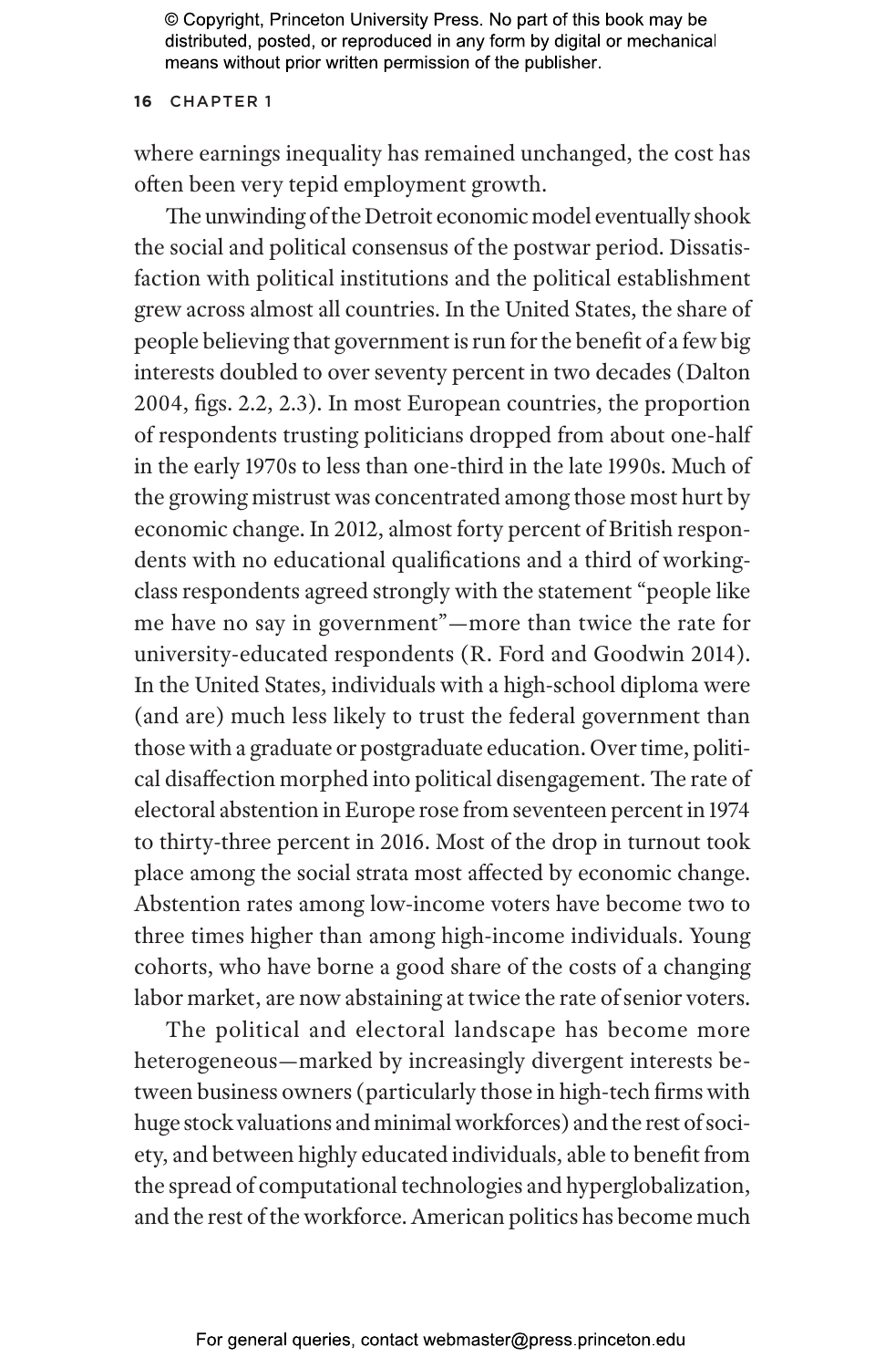where earnings inequality has remained unchanged, the cost has often been very tepid employment growth.

The unwinding of the Detroit economic model eventually shook the social and political consensus of the postwar period. Dissatisfaction with political institutions and the political establishment grew across almost all countries. In the United States, the share of people believing that government is run for the benefit of a few big interests doubled to over seventy percent in two decades (Dalton 2004, figs. 2.2, 2.3). In most European countries, the proportion of respondents trusting politicians dropped from about one-half in the early 1970s to less than one-third in the late 1990s. Much of the growing mistrust was concentrated among those most hurt by economic change. In 2012, almost forty percent of British respondents with no educational qualifications and a third of working-class respondents agreed strongly with the statement "people like me have no say in government"—more than twice the rate for university-educated respondents (R. Ford and Goodwin 2014). In the United States, individuals with a high-school diploma were (and are) much less likely to trust the federal government than those with a graduate or postgraduate education. Over time, political disaffection morphed into political disengagement. The rate of electoral abstention in Europe rose from seventeen percent in 1974 to thirty-three percent in 2016. Most of the drop in turnout took place among the social strata most affected by economic change. Abstention rates among low-income voters have become two to three times higher than among high-income individuals. Young cohorts, who have borne a good share of the costs of a changing labor market, are now abstaining at twice the rate of senior voters.

The political and electoral landscape has become more heterogeneous—marked by increasingly divergent interests between business owners (particularly those in high-tech firms with huge stock valuations and minimal workforces) and the rest of society, and between highly educated individuals, able to benefit from the spread of computational technologies and hyperglobalization, and the rest of the workforce. American politics has become much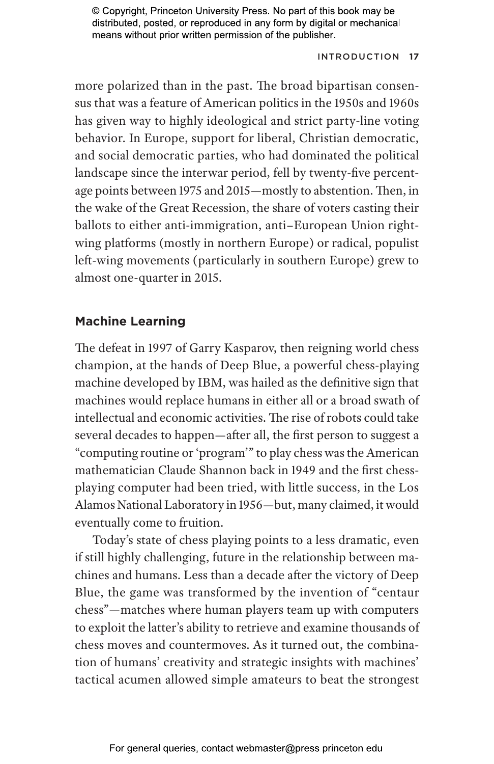more polarized than in the past. The broad bipartisan consensus that was a feature of American politics in the 1950s and 1960s has given way to highly ideological and strict party-line voting behavior. In Europe, support for liberal, Christian democratic, and social democratic parties, who had dominated the political landscape since the interwar period, fell by twenty-five percentage points between 1975 and 2015—mostly to abstention. Then, in the wake of the Great Recession, the share of voters casting their ballots to either anti-immigration, anti–European Union right-wing platforms (mostly in northern Europe) or radical, populist left-wing movements (particularly in southern Europe) grew to almost one-quarter in 2015.

## Machine Learning

The defeat in 1997 of Garry Kasparov, then reigning world chess champion, at the hands of Deep Blue, a powerful chess-playing machine developed by IBM, was hailed as the definitive sign that machines would replace humans in either all or a broad swath of intellectual and economic activities. The rise of robots could take several decades to happen—after all, the first person to suggest a "computing routine or 'program'" to play chess was the American mathematician Claude Shannon back in 1949 and the first chess-playing computer had been tried, with little success, in the Los Alamos National Laboratory in 1956—but, many claimed, it would eventually come to fruition.

Today's state of chess playing points to a less dramatic, even if still highly challenging, future in the relationship between machines and humans. Less than a decade after the victory of Deep Blue, the game was transformed by the invention of "centaur chess"—matches where human players team up with computers to exploit the latter's ability to retrieve and examine thousands of chess moves and countermoves. As it turned out, the combination of humans' creativity and strategic insights with machines' tactical acumen allowed simple amateurs to beat the strongest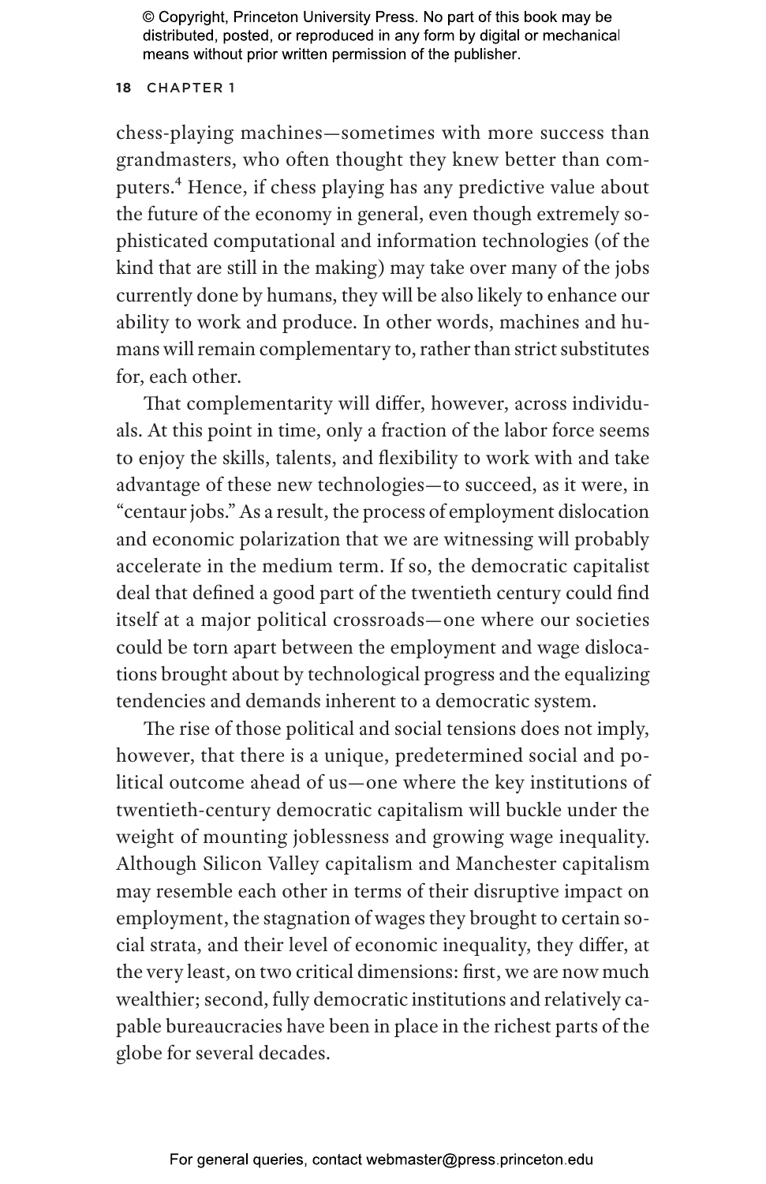chess-playing machines—sometimes with more success than grandmasters, who often thought they knew better than computers.[4] Hence, if chess playing has any predictive value about the future of the economy in general, even though extremely sophisticated computational and information technologies (of the kind that are still in the making) may take over many of the jobs currently done by humans, they will be also likely to enhance our ability to work and produce. In other words, machines and humans will remain complementary to, rather than strict substitutes for, each other.

That complementarity will differ, however, across individuals. At this point in time, only a fraction of the labor force seems to enjoy the skills, talents, and flexibility to work with and take advantage of these new technologies—to succeed, as it were, in "centaur jobs." As a result, the process of employment dislocation and economic polarization that we are witnessing will probably accelerate in the medium term. If so, the democratic capitalist deal that defined a good part of the twentieth century could find itself at a major political crossroads—one where our societies could be torn apart between the employment and wage dislocations brought about by technological progress and the equalizing tendencies and demands inherent to a democratic system.

The rise of those political and social tensions does not imply, however, that there is a unique, predetermined social and political outcome ahead of us—one where the key institutions of twentieth-century democratic capitalism will buckle under the weight of mounting joblessness and growing wage inequality. Although Silicon Valley capitalism and Manchester capitalism may resemble each other in terms of their disruptive impact on employment, the stagnation of wages they brought to certain social strata, and their level of economic inequality, they differ, at the very least, on two critical dimensions: first, we are now much wealthier; second, fully democratic institutions and relatively capable bureaucracies have been in place in the richest parts of the globe for several decades.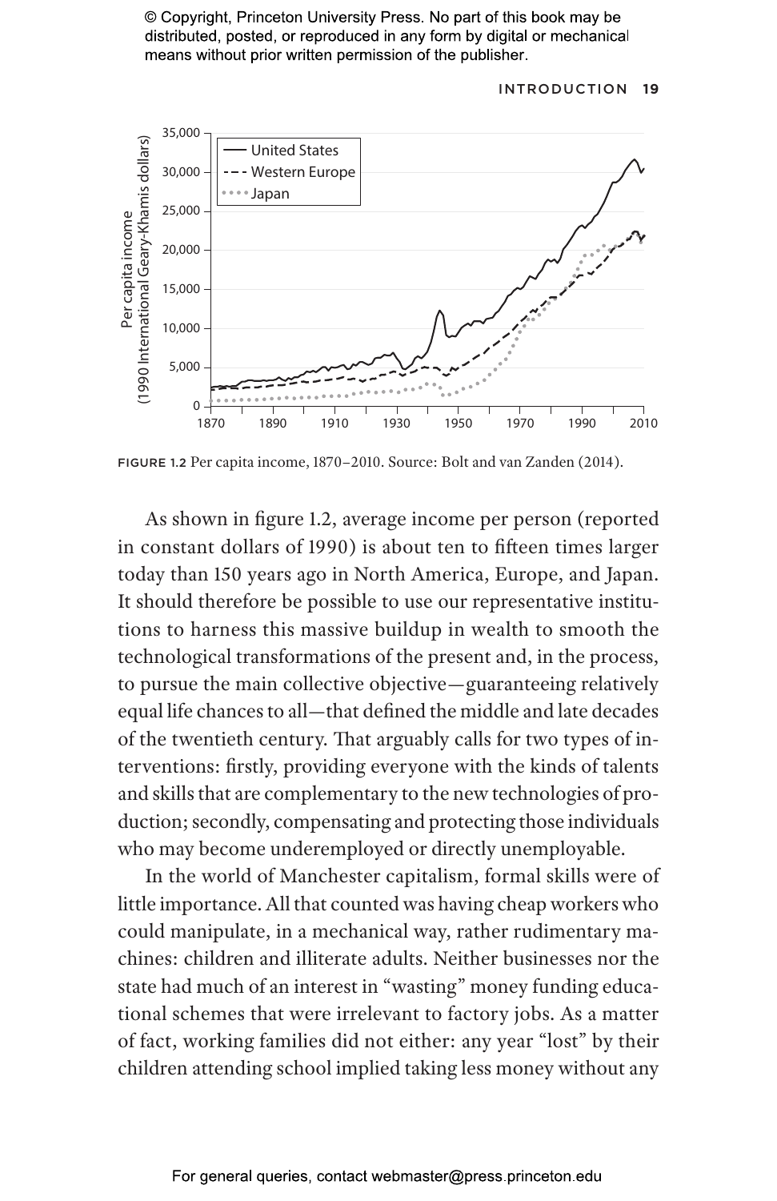FIGURE 1.2 Per capita income, 1870–2010. Source: Bolt and van Zanden (2014).

As shown in figure 1.2, average income per person (reported in constant dollars of 1990) is about ten to fifteen times larger today than 150 years ago in North America, Europe, and Japan. It should therefore be possible to use our representative institutions to harness this massive buildup in wealth to smooth the technological transformations of the present and, in the process, to pursue the main collective objective—guaranteeing relatively equal life chances to all—that defined the middle and late decades of the twentieth century. That arguably calls for two types of interventions: firstly, providing everyone with the kinds of talents and skills that are complementary to the new technologies of production; secondly, compensating and protecting those individuals who may become underemployed or directly unemployable.

In the world of Manchester capitalism, formal skills were of little importance. All that counted was having cheap workers who could manipulate, in a mechanical way, rather rudimentary machines: children and illiterate adults. Neither businesses nor the state had much of an interest in "wasting" money funding educational schemes that were irrelevant to factory jobs. As a matter of fact, working families did not either: any year "lost" by their children attending school implied taking less money without any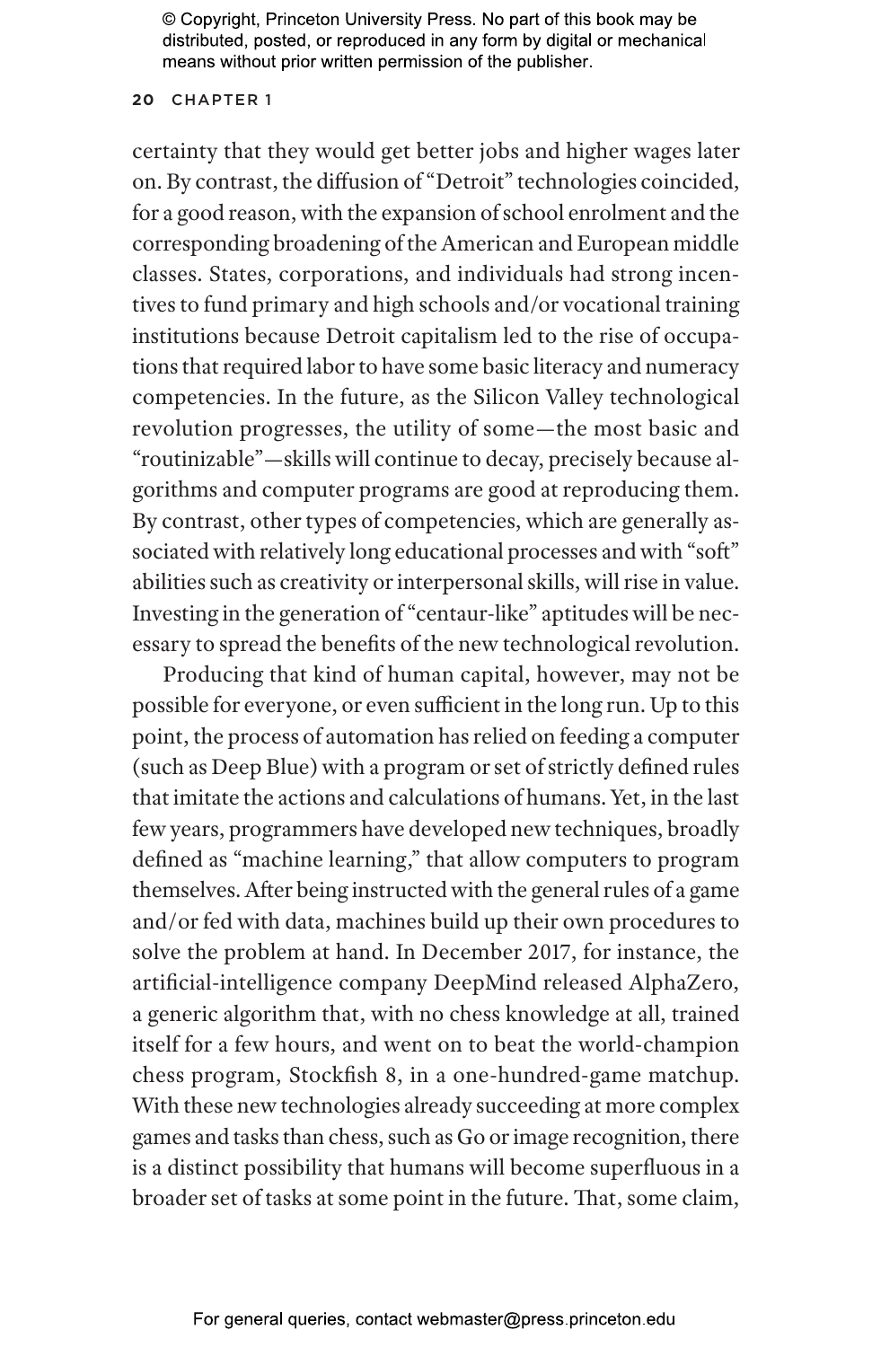certainty that they would get better jobs and higher wages later on. By contrast, the diffusion of "Detroit" technologies coincided, for a good reason, with the expansion of school enrolment and the corresponding broadening of the American and European middle classes. States, corporations, and individuals had strong incentives to fund primary and high schools and/or vocational training institutions because Detroit capitalism led to the rise of occupations that required labor to have some basic literacy and numeracy competencies. In the future, as the Silicon Valley technological revolution progresses, the utility of some—the most basic and "routinizable"—skills will continue to decay, precisely because algorithms and computer programs are good at reproducing them. By contrast, other types of competencies, which are generally associated with relatively long educational processes and with "soft" abilities such as creativity or interpersonal skills, will rise in value. Investing in the generation of "centaur-like" aptitudes will be necessary to spread the benefits of the new technological revolution.

Producing that kind of human capital, however, may not be possible for everyone, or even sufficient in the long run. Up to this point, the process of automation has relied on feeding a computer (such as Deep Blue) with a program or set of strictly defined rules that imitate the actions and calculations of humans. Yet, in the last few years, programmers have developed new techniques, broadly defined as "machine learning," that allow computers to program themselves. After being instructed with the general rules of a game and/or fed with data, machines build up their own procedures to solve the problem at hand. In December 2017, for instance, the artificial-intelligence company DeepMind released AlphaZero, a generic algorithm that, with no chess knowledge at all, trained itself for a few hours, and went on to beat the world-champion chess program, Stockfish 8, in a one-hundred-game matchup. With these new technologies already succeeding at more complex games and tasks than chess, such as Go or image recognition, there is a distinct possibility that humans will become superfluous in a broader set of tasks at some point in the future. That, some claim,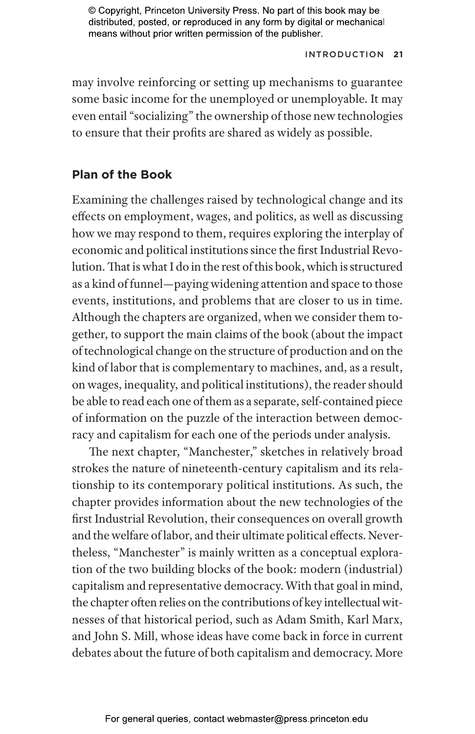may involve reinforcing or setting up mechanisms to guarantee some basic income for the unemployed or unemployable. It may even entail "socializing" the ownership of those new technologies to ensure that their profits are shared as widely as possible.

## Plan of the Book

Examining the challenges raised by technological change and its effects on employment, wages, and politics, as well as discussing how we may respond to them, requires exploring the interplay of economic and political institutions since the first Industrial Revolution. That is what I do in the rest of this book, which is structured as a kind of funnel—paying widening attention and space to those events, institutions, and problems that are closer to us in time. Although the chapters are organized, when we consider them together, to support the main claims of the book (about the impact of technological change on the structure of production and on the kind of labor that is complementary to machines, and, as a result, on wages, inequality, and political institutions), the reader should be able to read each one of them as a separate, self-contained piece of information on the puzzle of the interaction between democracy and capitalism for each one of the periods under analysis.

The next chapter, "Manchester," sketches in relatively broad strokes the nature of nineteenth-century capitalism and its relationship to its contemporary political institutions. As such, the chapter provides information about the new technologies of the first Industrial Revolution, their consequences on overall growth and the welfare of labor, and their ultimate political effects. Nevertheless, "Manchester" is mainly written as a conceptual exploration of the two building blocks of the book: modern (industrial) capitalism and representative democracy. With that goal in mind, the chapter often relies on the contributions of key intellectual witnesses of that historical period, such as Adam Smith, Karl Marx, and John S. Mill, whose ideas have come back in force in current debates about the future of both capitalism and democracy. More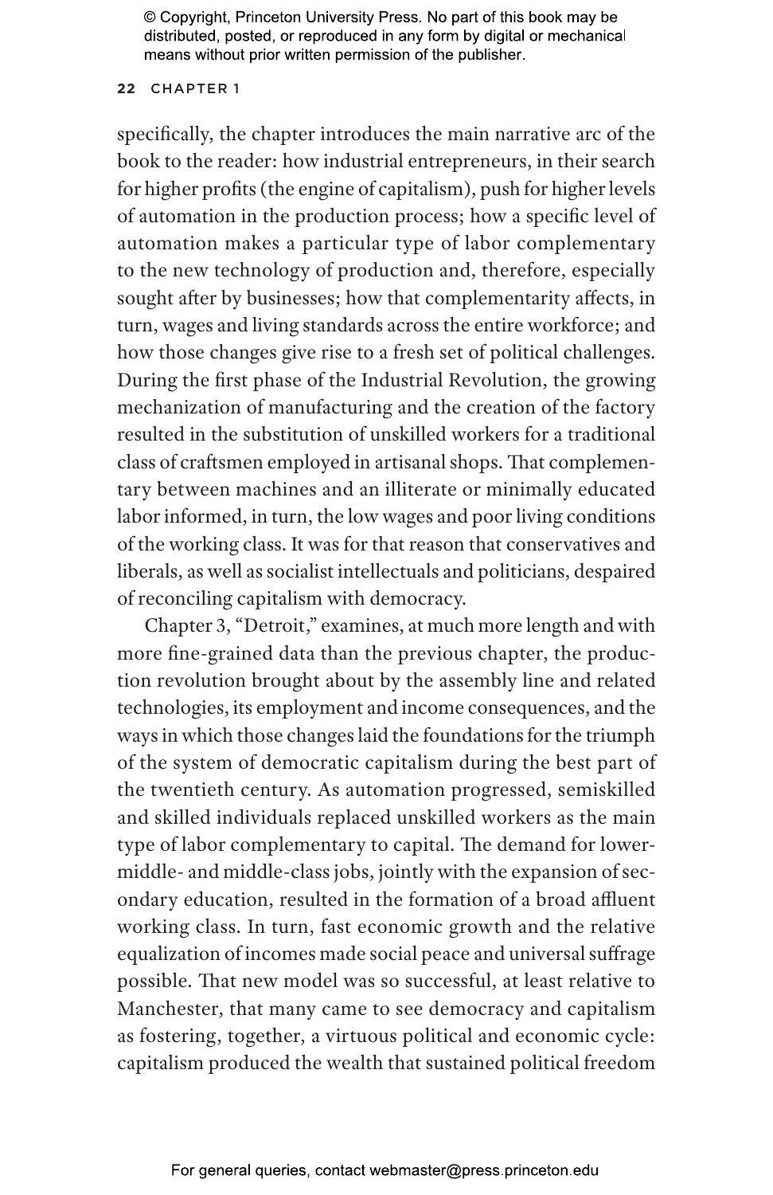specifically, the chapter introduces the main narrative arc of the book to the reader: how industrial entrepreneurs, in their search for higher profits (the engine of capitalism), push for higher levels of automation in the production process; how a specific level of automation makes a particular type of labor complementary to the new technology of production and, therefore, especially sought after by businesses; how that complementarity affects, in turn, wages and living standards across the entire workforce; and how those changes give rise to a fresh set of political challenges. During the first phase of the Industrial Revolution, the growing mechanization of manufacturing and the creation of the factory resulted in the substitution of unskilled workers for a traditional class of craftsmen employed in artisanal shops. That complementary between machines and an illiterate or minimally educated labor informed, in turn, the low wages and poor living conditions of the working class. It was for that reason that conservatives and liberals, as well as socialist intellectuals and politicians, despaired of reconciling capitalism with democracy.

Chapter 3, "Detroit," examines, at much more length and with more fine-grained data than the previous chapter, the production revolution brought about by the assembly line and related technologies, its employment and income consequences, and the ways in which those changes laid the foundations for the triumph of the system of democratic capitalism during the best part of the twentieth century. As automation progressed, semiskilled and skilled individuals replaced unskilled workers as the main type of labor complementary to capital. The demand for lower-middle- and middle-class jobs, jointly with the expansion of secondary education, resulted in the formation of a broad affluent working class. In turn, fast economic growth and the relative equalization of incomes made social peace and universal suffrage possible. That new model was so successful, at least relative to Manchester, that many came to see democracy and capitalism as fostering, together, a virtuous political and economic cycle: capitalism produced the wealth that sustained political freedom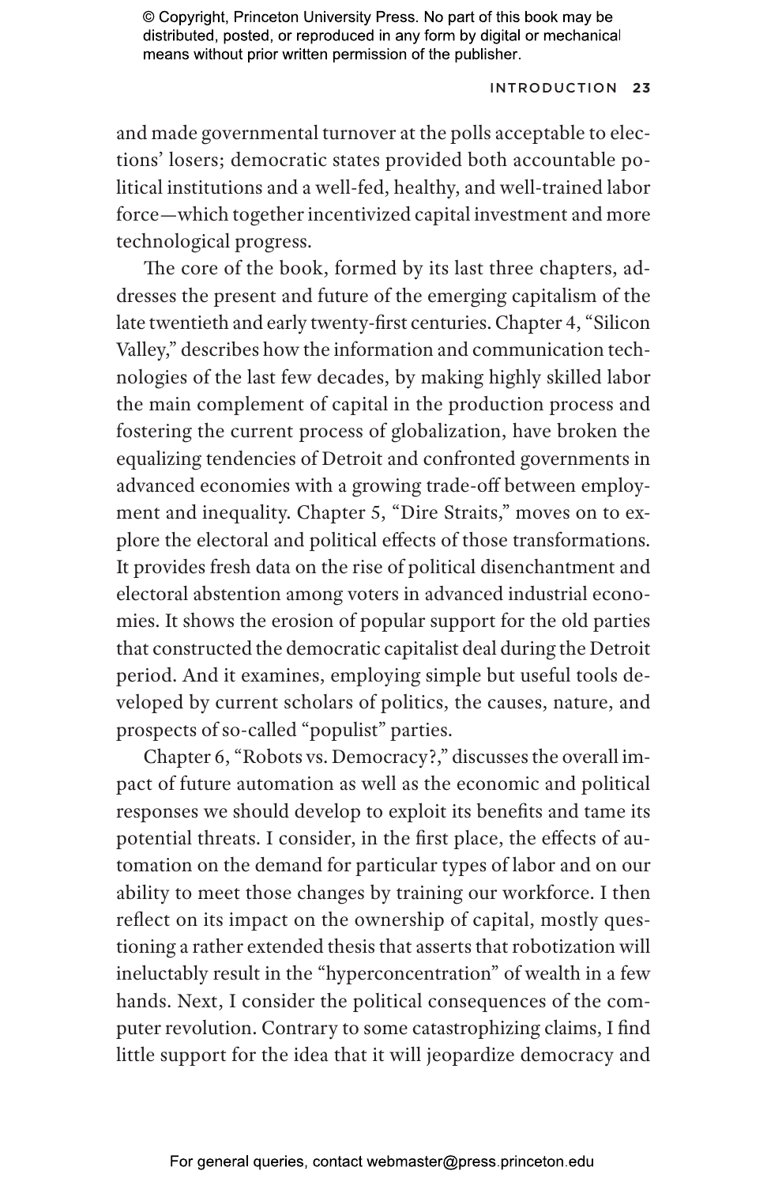and made governmental turnover at the polls acceptable to elections' losers; democratic states provided both accountable political institutions and a well-fed, healthy, and well-trained labor force—which together incentivized capital investment and more technological progress.

The core of the book, formed by its last three chapters, addresses the present and future of the emerging capitalism of the late twentieth and early twenty-first centuries. Chapter 4, "Silicon Valley," describes how the information and communication technologies of the last few decades, by making highly skilled labor the main complement of capital in the production process and fostering the current process of globalization, have broken the equalizing tendencies of Detroit and confronted governments in advanced economies with a growing trade-off between employment and inequality. Chapter 5, "Dire Straits," moves on to explore the electoral and political effects of those transformations. It provides fresh data on the rise of political disenchantment and electoral abstention among voters in advanced industrial economies. It shows the erosion of popular support for the old parties that constructed the democratic capitalist deal during the Detroit period. And it examines, employing simple but useful tools developed by current scholars of politics, the causes, nature, and prospects of so-called "populist" parties.

Chapter 6, "Robots vs. Democracy?," discusses the overall impact of future automation as well as the economic and political responses we should develop to exploit its benefits and tame its potential threats. I consider, in the first place, the effects of automation on the demand for particular types of labor and on our ability to meet those changes by training our workforce. I then reflect on its impact on the ownership of capital, mostly questioning a rather extended thesis that asserts that robotization will ineluctably result in the "hyperconcentration" of wealth in a few hands. Next, I consider the political consequences of the computer revolution. Contrary to some catastrophizing claims, I find little support for the idea that it will jeopardize democracy and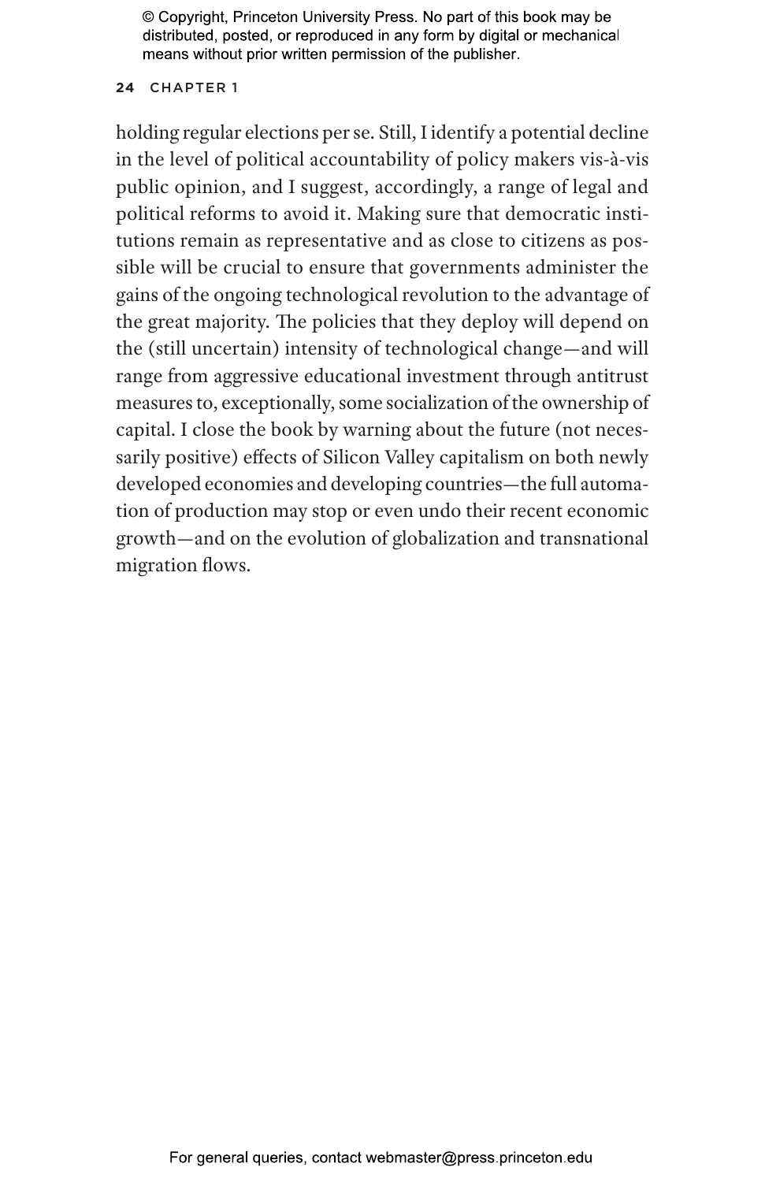holding regular elections per se. Still, I identify a potential decline in the level of political accountability of policy makers vis-à-vis public opinion, and I suggest, accordingly, a range of legal and political reforms to avoid it. Making sure that democratic institutions remain as representative and as close to citizens as possible will be crucial to ensure that governments administer the gains of the ongoing technological revolution to the advantage of the great majority. The policies that they deploy will depend on the (still uncertain) intensity of technological change—and will range from aggressive educational investment through antitrust measures to, exceptionally, some socialization of the ownership of capital. I close the book by warning about the future (not necessarily positive) effects of Silicon Valley capitalism on both newly developed economies and developing countries—the full automation of production may stop or even undo their recent economic growth—and on the evolution of globalization and transnational migration flows.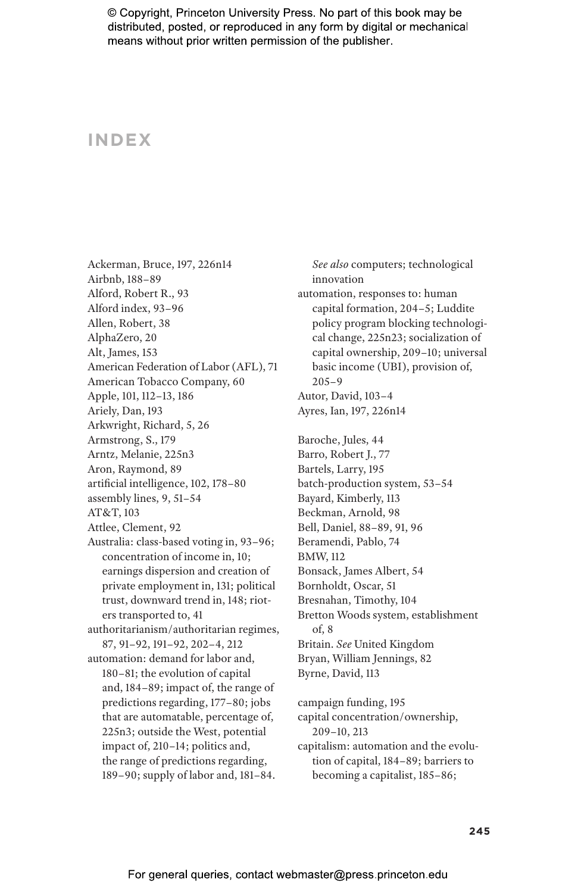# INDEX

Ackerman, Bruce, 197, 226n14
Airbnb, 188–89
Alford, Robert R., 93
Alford index, 93–96
Allen, Robert, 38
AlphaZero, 20
Alt, James, 153
American Federation of Labor (AFL), 71
American Tobacco Company, 60
Apple, 101, 112–13, 186
Ariely, Dan, 193
Arkwright, Richard, 5, 26
Armstrong, S., 179
Arntz, Melanie, 225n3
Aron, Raymond, 89
artificial intelligence, 102, 178–80
assembly lines, 9, 51–54
AT&T, 103
Attlee, Clement, 92
Australia: class-based voting in, 93–96; concentration of income in, 10; earnings dispersion and creation of private employment in, 131; political trust, downward trend in, 148; rioters transported to, 41
authoritarianism/authoritarian regimes, 87, 91–92, 191–92, 202–4, 212
automation: demand for labor and, 180–81; the evolution of capital and, 184–89; impact of, the range of predictions regarding, 177–80; jobs that are automatable, percentage of, 225n3; outside the West, potential impact of, 210–14; politics and, the range of predictions regarding, 189–90; supply of labor and, 181–84. *See also* computers; technological innovation
automation, responses to: human capital formation, 204–5; Luddite policy program blocking technological change, 225n23; socialization of capital ownership, 209–10; universal basic income (UBI), provision of, 205–9
Autor, David, 103–4
Ayres, Ian, 197, 226n14

Baroche, Jules, 44
Barro, Robert J., 77
Bartels, Larry, 195
batch-production system, 53–54
Bayard, Kimberly, 113
Beckman, Arnold, 98
Bell, Daniel, 88–89, 91, 96
Beramendi, Pablo, 74
BMW, 112
Bonsack, James Albert, 54
Bornholdt, Oscar, 51
Bresnahan, Timothy, 104
Bretton Woods system, establishment of, 8
Britain. *See* United Kingdom
Bryan, William Jennings, 82
Byrne, David, 113

campaign funding, 195
capital concentration/ownership, 209–10, 213
capitalism: automation and the evolution of capital, 184–89; barriers to becoming a capitalist, 185–86;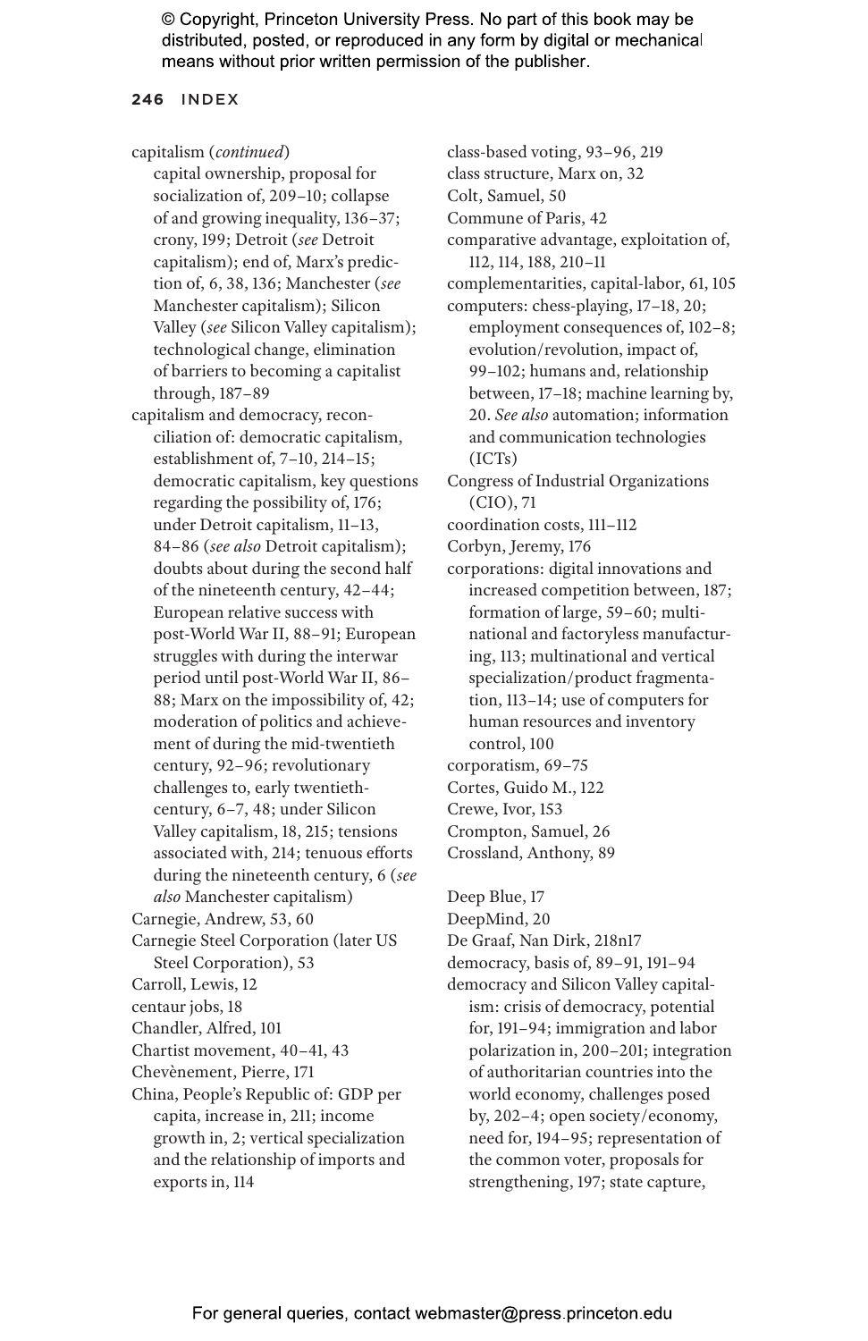capitalism (*continued*)
capital ownership, proposal for socialization of, 209–10; collapse of and growing inequality, 136–37; crony, 199; Detroit (*see* Detroit capitalism); end of, Marx's prediction of, 6, 38, 136; Manchester (*see* Manchester capitalism); Silicon Valley (*see* Silicon Valley capitalism); technological change, elimination of barriers to becoming a capitalist through, 187–89

capitalism and democracy, reconciliation of: democratic capitalism, establishment of, 7–10, 214–15; democratic capitalism, key questions regarding the possibility of, 176; under Detroit capitalism, 11–13, 84–86 (*see also* Detroit capitalism); doubts about during the second half of the nineteenth century, 42–44; European relative success with post-World War II, 88–91; European struggles with during the interwar period until post-World War II, 86–88; Marx on the impossibility of, 42; moderation of politics and achievement of during the mid-twentieth century, 92–96; revolutionary challenges to, early twentieth-century, 6–7, 48; under Silicon Valley capitalism, 18, 215; tensions associated with, 214; tenuous efforts during the nineteenth century, 6 (*see also* Manchester capitalism)

Carnegie, Andrew, 53, 60

Carnegie Steel Corporation (later US Steel Corporation), 53

Carroll, Lewis, 12

centaur jobs, 18

Chandler, Alfred, 101

Chartist movement, 40–41, 43

Chevènement, Pierre, 171

China, People's Republic of: GDP per capita, increase in, 211; income growth in, 2; vertical specialization and the relationship of imports and exports in, 114

class-based voting, 93–96, 219

class structure, Marx on, 32

Colt, Samuel, 50

Commune of Paris, 42

comparative advantage, exploitation of, 112, 114, 188, 210–11

complementarities, capital-labor, 61, 105

computers: chess-playing, 17–18, 20; employment consequences of, 102–8; evolution/revolution, impact of, 99–102; humans and, relationship between, 17–18; machine learning by, 20. *See also* automation; information and communication technologies (ICTs)

Congress of Industrial Organizations (CIO), 71

coordination costs, 111–112

Corbyn, Jeremy, 176

corporations: digital innovations and increased competition between, 187; formation of large, 59–60; multinational and factoryless manufacturing, 113; multinational and vertical specialization/product fragmentation, 113–14; use of computers for human resources and inventory control, 100

corporatism, 69–75

Cortes, Guido M., 122

Crewe, Ivor, 153

Crompton, Samuel, 26

Crossland, Anthony, 89

Deep Blue, 17

DeepMind, 20

De Graaf, Nan Dirk, 218n17

democracy, basis of, 89–91, 191–94

democracy and Silicon Valley capitalism: crisis of democracy, potential for, 191–94; immigration and labor polarization in, 200–201; integration of authoritarian countries into the world economy, challenges posed by, 202–4; open society/economy, need for, 194–95; representation of the common voter, proposals for strengthening, 197; state capture,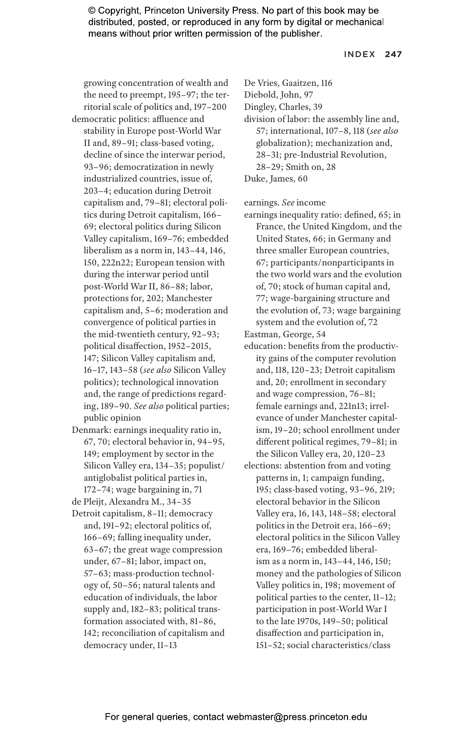growing concentration of wealth and the need to preempt, 195–97; the territorial scale of politics and, 197–200

democratic politics: affluence and stability in Europe post-World War II and, 89–91; class-based voting, decline of since the interwar period, 93–96; democratization in newly industrialized countries, issue of, 203–4; education during Detroit capitalism and, 79–81; electoral politics during Detroit capitalism, 166–69; electoral politics during Silicon Valley capitalism, 169–76; embedded liberalism as a norm in, 143–44, 146, 150, 222n22; European tension with during the interwar period until post-World War II, 86–88; labor, protections for, 202; Manchester capitalism and, 5–6; moderation and convergence of political parties in the mid-twentieth century, 92–93; political disaffection, 1952–2015, 147; Silicon Valley capitalism and, 16–17, 143–58 (*see also* Silicon Valley politics); technological innovation and, the range of predictions regarding, 189–90. *See also* political parties; public opinion

Denmark: earnings inequality ratio in, 67, 70; electoral behavior in, 94–95, 149; employment by sector in the Silicon Valley era, 134–35; populist/antiglobalist political parties in, 172–74; wage bargaining in, 71

de Pleijt, Alexandra M., 34–35

Detroit capitalism, 8–11; democracy and, 191–92; electoral politics of, 166–69; falling inequality under, 63–67; the great wage compression under, 67–81; labor, impact on, 57–63; mass-production technology of, 50–56; natural talents and education of individuals, the labor supply and, 182–83; political transformation associated with, 81–86, 142; reconciliation of capitalism and democracy under, 11–13

De Vries, Gaaitzen, 116

Diebold, John, 97

Dingley, Charles, 39

division of labor: the assembly line and, 57; international, 107–8, 118 (*see also* globalization); mechanization and, 28–31; pre-Industrial Revolution, 28–29; Smith on, 28

Duke, James, 60

earnings. *See* income

earnings inequality ratio: defined, 65; in France, the United Kingdom, and the United States, 66; in Germany and three smaller European countries, 67; participants/nonparticipants in the two world wars and the evolution of, 70; stock of human capital and, 77; wage-bargaining structure and the evolution of, 73; wage bargaining system and the evolution of, 72

Eastman, George, 54

education: benefits from the productivity gains of the computer revolution and, 118, 120–23; Detroit capitalism and, 20; enrollment in secondary and wage compression, 76–81; female earnings and, 221n13; irrelevance of under Manchester capitalism, 19–20; school enrollment under different political regimes, 79–81; in the Silicon Valley era, 20, 120–23

elections: abstention from and voting patterns in, 1; campaign funding, 195; class-based voting, 93–96, 219; electoral behavior in the Silicon Valley era, 16, 143, 148–58; electoral politics in the Detroit era, 166–69; electoral politics in the Silicon Valley era, 169–76; embedded liberalism as a norm in, 143–44, 146, 150; money and the pathologies of Silicon Valley politics in, 198; movement of political parties to the center, 11–12; participation in post-World War I to the late 1970s, 149–50; political disaffection and participation in, 151–52; social characteristics/class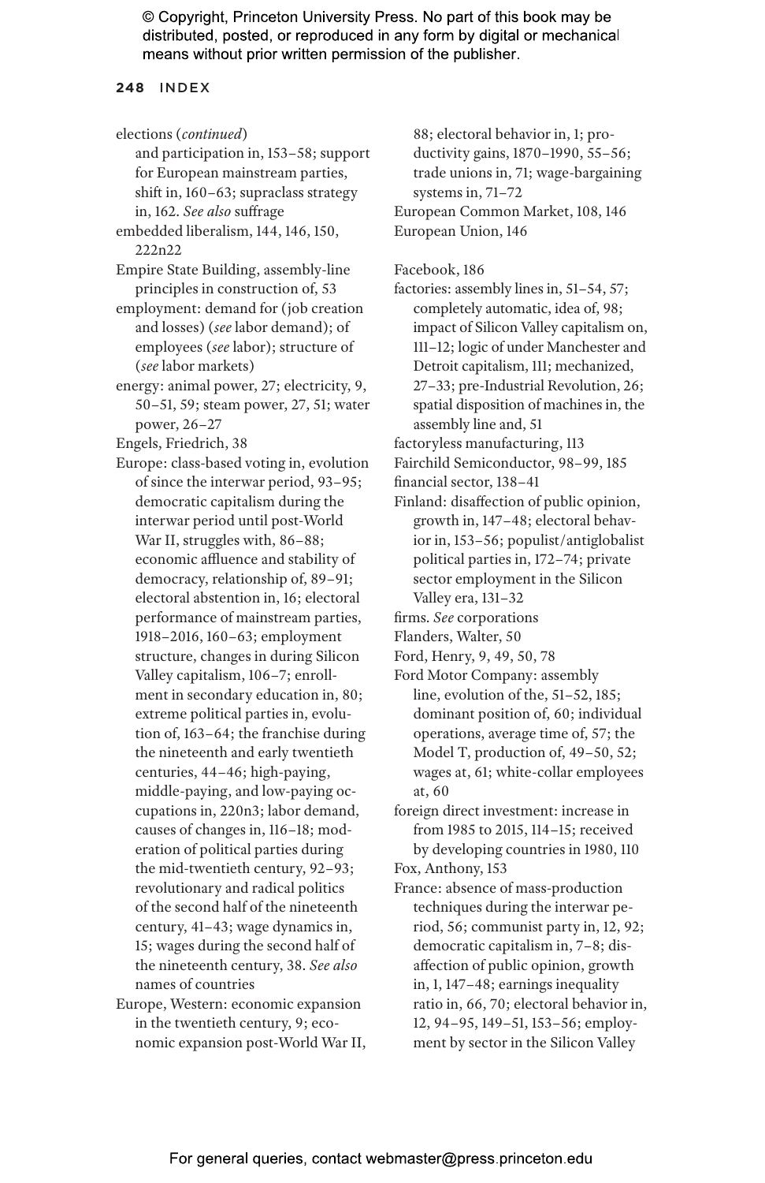elections (*continued*)
and participation in, 153–58; support for European mainstream parties, shift in, 160–63; supraclass strategy in, 162. *See also* suffrage

embedded liberalism, 144, 146, 150, 222n22

Empire State Building, assembly-line principles in construction of, 53

employment: demand for (job creation and losses) (*see* labor demand); of employees (*see* labor); structure of (*see* labor markets)

energy: animal power, 27; electricity, 9, 50–51, 59; steam power, 27, 51; water power, 26–27

Engels, Friedrich, 38

Europe: class-based voting in, evolution of since the interwar period, 93–95; democratic capitalism during the interwar period until post-World War II, struggles with, 86–88; economic affluence and stability of democracy, relationship of, 89–91; electoral abstention in, 16; electoral performance of mainstream parties, 1918–2016, 160–63; employment structure, changes in during Silicon Valley capitalism, 106–7; enrollment in secondary education in, 80; extreme political parties in, evolution of, 163–64; the franchise during the nineteenth and early twentieth centuries, 44–46; high-paying, middle-paying, and low-paying occupations in, 220n3; labor demand, causes of changes in, 116–18; moderation of political parties during the mid-twentieth century, 92–93; revolutionary and radical politics of the second half of the nineteenth century, 41–43; wage dynamics in, 15; wages during the second half of the nineteenth century, 38. *See also* names of countries

Europe, Western: economic expansion in the twentieth century, 9; economic expansion post-World War II, 88; electoral behavior in, 1; productivity gains, 1870–1990, 55–56; trade unions in, 71; wage-bargaining systems in, 71–72

European Common Market, 108, 146

European Union, 146

Facebook, 186

factories: assembly lines in, 51–54, 57; completely automatic, idea of, 98; impact of Silicon Valley capitalism on, 111–12; logic of under Manchester and Detroit capitalism, 111; mechanized, 27–33; pre-Industrial Revolution, 26; spatial disposition of machines in, the assembly line and, 51

factoryless manufacturing, 113

Fairchild Semiconductor, 98–99, 185

financial sector, 138–41

Finland: disaffection of public opinion, growth in, 147–48; electoral behavior in, 153–56; populist/antiglobalist political parties in, 172–74; private sector employment in the Silicon Valley era, 131–32

firms. *See* corporations

Flanders, Walter, 50

Ford, Henry, 9, 49, 50, 78

Ford Motor Company: assembly line, evolution of the, 51–52, 185; dominant position of, 60; individual operations, average time of, 57; the Model T, production of, 49–50, 52; wages at, 61; white-collar employees at, 60

foreign direct investment: increase in from 1985 to 2015, 114–15; received by developing countries in 1980, 110

Fox, Anthony, 153

France: absence of mass-production techniques during the interwar period, 56; communist party in, 12, 92; democratic capitalism in, 7–8; disaffection of public opinion, growth in, 1, 147–48; earnings inequality ratio in, 66, 70; electoral behavior in, 12, 94–95, 149–51, 153–56; employment by sector in the Silicon Valley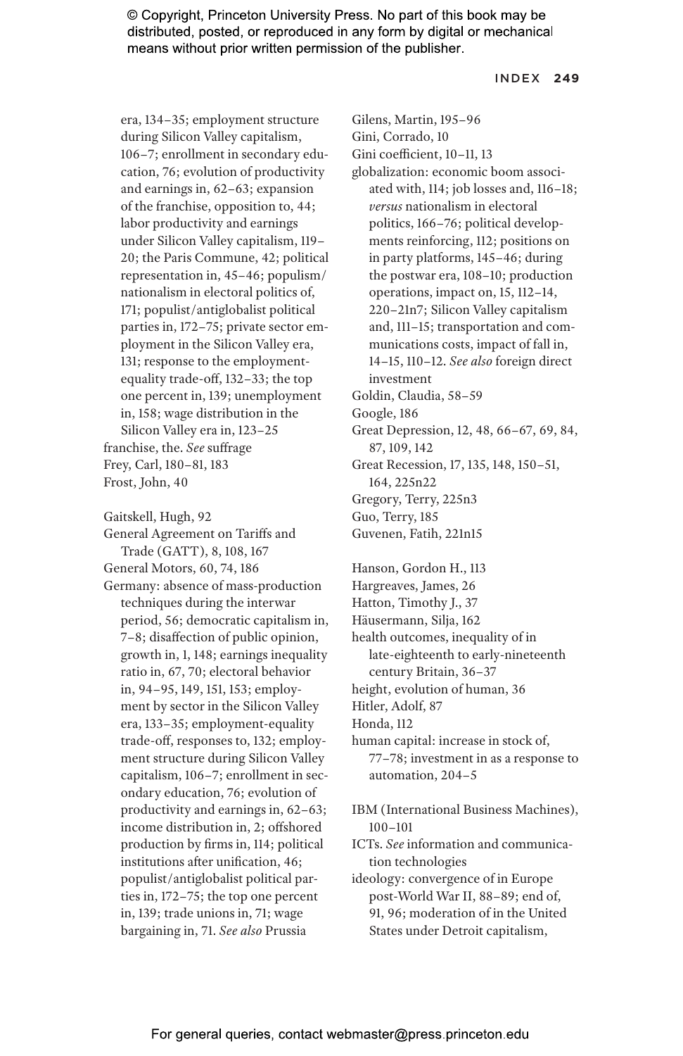era, 134–35; employment structure during Silicon Valley capitalism, 106–7; enrollment in secondary education, 76; evolution of productivity and earnings in, 62–63; expansion of the franchise, opposition to, 44; labor productivity and earnings under Silicon Valley capitalism, 119–20; the Paris Commune, 42; political representation in, 45–46; populism/nationalism in electoral politics of, 171; populist/antiglobalist political parties in, 172–75; private sector employment in the Silicon Valley era, 131; response to the employment-equality trade-off, 132–33; the top one percent in, 139; unemployment in, 158; wage distribution in the Silicon Valley era in, 123–25

franchise, the. *See* suffrage

Frey, Carl, 180–81, 183

Frost, John, 40

Gaitskell, Hugh, 92

General Agreement on Tariffs and Trade (GATT), 8, 108, 167

General Motors, 60, 74, 186

Germany: absence of mass-production techniques during the interwar period, 56; democratic capitalism in, 7–8; disaffection of public opinion, growth in, 1, 148; earnings inequality ratio in, 67, 70; electoral behavior in, 94–95, 149, 151, 153; employment by sector in the Silicon Valley era, 133–35; employment-equality trade-off, responses to, 132; employment structure during Silicon Valley capitalism, 106–7; enrollment in secondary education, 76; evolution of productivity and earnings in, 62–63; income distribution in, 2; offshored production by firms in, 114; political institutions after unification, 46; populist/antiglobalist political parties in, 172–75; the top one percent in, 139; trade unions in, 71; wage bargaining in, 71. *See also* Prussia

Gilens, Martin, 195–96

Gini, Corrado, 10

Gini coefficient, 10–11, 13

globalization: economic boom associated with, 114; job losses and, 116–18; *versus* nationalism in electoral politics, 166–76; political developments reinforcing, 112; positions on in party platforms, 145–46; during the postwar era, 108–10; production operations, impact on, 15, 112–14, 220–21n7; Silicon Valley capitalism and, 111–15; transportation and communications costs, impact of fall in, 14–15, 110–12. *See also* foreign direct investment

Goldin, Claudia, 58–59

Google, 186

Great Depression, 12, 48, 66–67, 69, 84, 87, 109, 142

Great Recession, 17, 135, 148, 150–51, 164, 225n22

Gregory, Terry, 225n3

Guo, Terry, 185

Guvenen, Fatih, 221n15

Hanson, Gordon H., 113

Hargreaves, James, 26

Hatton, Timothy J., 37

Häusermann, Silja, 162

health outcomes, inequality of in late-eighteenth to early-nineteenth century Britain, 36–37

height, evolution of human, 36

Hitler, Adolf, 87

Honda, 112

human capital: increase in stock of, 77–78; investment in as a response to automation, 204–5

IBM (International Business Machines), 100–101

ICTs. *See* information and communication technologies

ideology: convergence of in Europe post-World War II, 88–89; end of, 91, 96; moderation of in the United States under Detroit capitalism,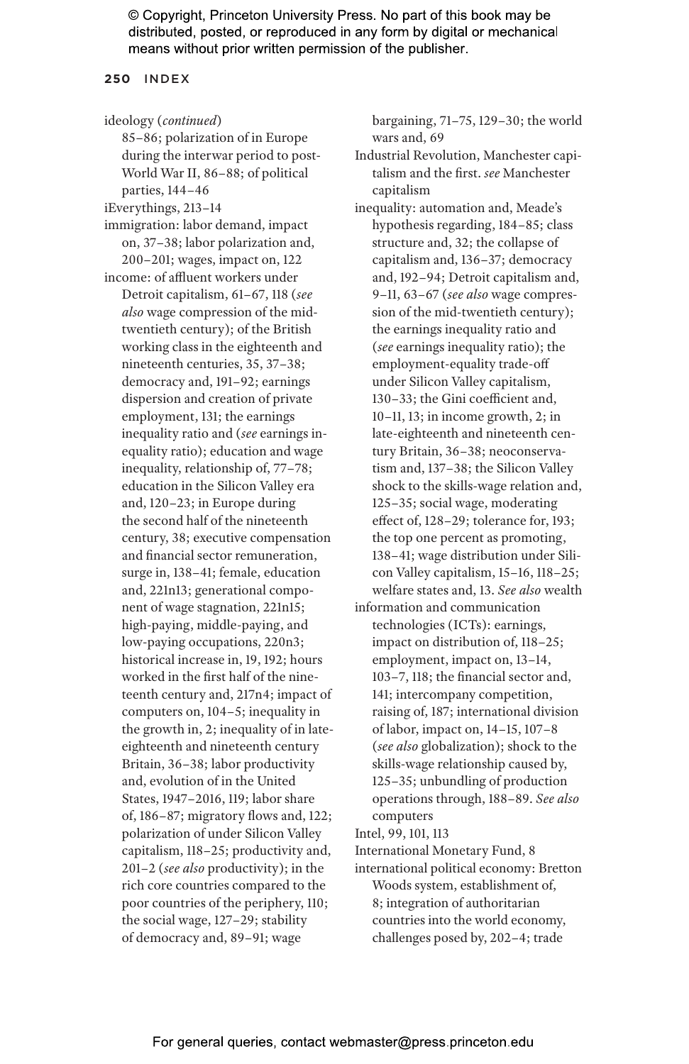ideology (*continued*)
85–86; polarization of in Europe during the interwar period to post-World War II, 86–88; of political parties, 144–46

iEverythings, 213–14

immigration: labor demand, impact on, 37–38; labor polarization and, 200–201; wages, impact on, 122

income: of affluent workers under Detroit capitalism, 61–67, 118 (*see also* wage compression of the mid-twentieth century); of the British working class in the eighteenth and nineteenth centuries, 35, 37–38; democracy and, 191–92; earnings dispersion and creation of private employment, 131; the earnings inequality ratio and (*see* earnings inequality ratio); education and wage inequality, relationship of, 77–78; education in the Silicon Valley era and, 120–23; in Europe during the second half of the nineteenth century, 38; executive compensation and financial sector remuneration, surge in, 138–41; female, education and, 221n13; generational component of wage stagnation, 221n15; high-paying, middle-paying, and low-paying occupations, 220n3; historical increase in, 19, 192; hours worked in the first half of the nineteenth century and, 217n4; impact of computers on, 104–5; inequality in the growth in, 2; inequality of in late-eighteenth and nineteenth century Britain, 36–38; labor productivity and, evolution of in the United States, 1947–2016, 119; labor share of, 186–87; migratory flows and, 122; polarization of under Silicon Valley capitalism, 118–25; productivity and, 201–2 (*see also* productivity); in the rich core countries compared to the poor countries of the periphery, 110; the social wage, 127–29; stability of democracy and, 89–91; wage bargaining, 71–75, 129–30; the world wars and, 69

Industrial Revolution, Manchester capitalism and the first. *see* Manchester capitalism

inequality: automation and, Meade's hypothesis regarding, 184–85; class structure and, 32; the collapse of capitalism and, 136–37; democracy and, 192–94; Detroit capitalism and, 9–11, 63–67 (*see also* wage compression of the mid-twentieth century); the earnings inequality ratio and (*see* earnings inequality ratio); the employment-equality trade-off under Silicon Valley capitalism, 130–33; the Gini coefficient and, 10–11, 13; in income growth, 2; in late-eighteenth and nineteenth century Britain, 36–38; neoconservatism and, 137–38; the Silicon Valley shock to the skills-wage relation and, 125–35; social wage, moderating effect of, 128–29; tolerance for, 193; the top one percent as promoting, 138–41; wage distribution under Silicon Valley capitalism, 15–16, 118–25; welfare states and, 13. *See also* wealth

information and communication technologies (ICTs): earnings, impact on distribution of, 118–25; employment, impact on, 13–14, 103–7, 118; the financial sector and, 141; intercompany competition, raising of, 187; international division of labor, impact on, 14–15, 107–8 (*see also* globalization); shock to the skills-wage relationship caused by, 125–35; unbundling of production operations through, 188–89. *See also* computers

Intel, 99, 101, 113

International Monetary Fund, 8

international political economy: Bretton Woods system, establishment of, 8; integration of authoritarian countries into the world economy, challenges posed by, 202–4; trade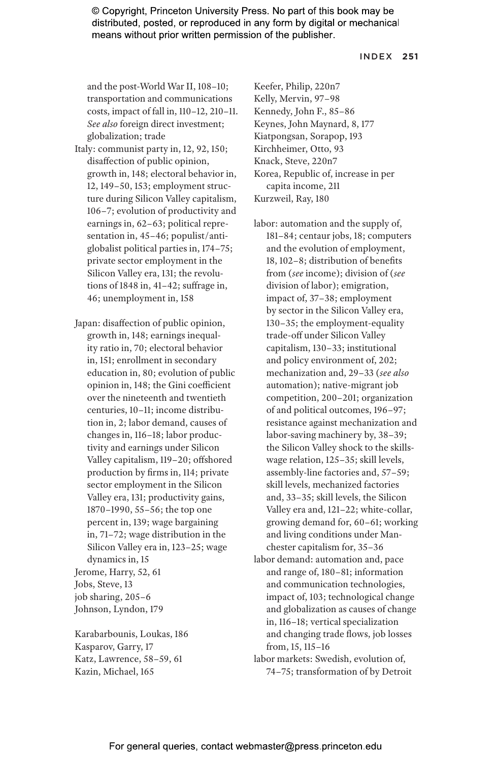and the post-World War II, 108–10; transportation and communications costs, impact of fall in, 110–12, 210–11. *See also* foreign direct investment; globalization; trade

Italy: communist party in, 12, 92, 150; disaffection of public opinion, growth in, 148; electoral behavior in, 12, 149–50, 153; employment structure during Silicon Valley capitalism, 106–7; evolution of productivity and earnings in, 62–63; political representation in, 45–46; populist/anti-globalist political parties in, 174–75; private sector employment in the Silicon Valley era, 131; the revolutions of 1848 in, 41–42; suffrage in, 46; unemployment in, 158

Japan: disaffection of public opinion, growth in, 148; earnings inequality ratio in, 70; electoral behavior in, 151; enrollment in secondary education in, 80; evolution of public opinion in, 148; the Gini coefficient over the nineteenth and twentieth centuries, 10–11; income distribution in, 2; labor demand, causes of changes in, 116–18; labor productivity and earnings under Silicon Valley capitalism, 119–20; offshored production by firms in, 114; private sector employment in the Silicon Valley era, 131; productivity gains, 1870–1990, 55–56; the top one percent in, 139; wage bargaining in, 71–72; wage distribution in the Silicon Valley era in, 123–25; wage dynamics in, 15

Jerome, Harry, 52, 61

Jobs, Steve, 13

job sharing, 205–6

Johnson, Lyndon, 179

Karabarbounis, Loukas, 186

Kasparov, Garry, 17

Katz, Lawrence, 58–59, 61

Kazin, Michael, 165

Keefer, Philip, 220n7

Kelly, Mervin, 97–98

Kennedy, John F., 85–86

Keynes, John Maynard, 8, 177

Kiatpongsan, Sorapop, 193

Kirchheimer, Otto, 93

Knack, Steve, 220n7

Korea, Republic of, increase in per capita income, 211

Kurzweil, Ray, 180

labor: automation and the supply of, 181–84; centaur jobs, 18; computers and the evolution of employment, 18, 102–8; distribution of benefits from (*see* income); division of (*see* division of labor); emigration, impact of, 37–38; employment by sector in the Silicon Valley era, 130–35; the employment-equality trade-off under Silicon Valley capitalism, 130–33; institutional and policy environment of, 202; mechanization and, 29–33 (*see also* automation); native-migrant job competition, 200–201; organization of and political outcomes, 196–97; resistance against mechanization and labor-saving machinery by, 38–39; the Silicon Valley shock to the skills-wage relation, 125–35; skill levels, assembly-line factories and, 57–59; skill levels, mechanized factories and, 33–35; skill levels, the Silicon Valley era and, 121–22; white-collar, growing demand for, 60–61; working and living conditions under Manchester capitalism for, 35–36

labor demand: automation and, pace and range of, 180–81; information and communication technologies, impact of, 103; technological change and globalization as causes of change in, 116–18; vertical specialization and changing trade flows, job losses from, 15, 115–16

labor markets: Swedish, evolution of, 74–75; transformation of by Detroit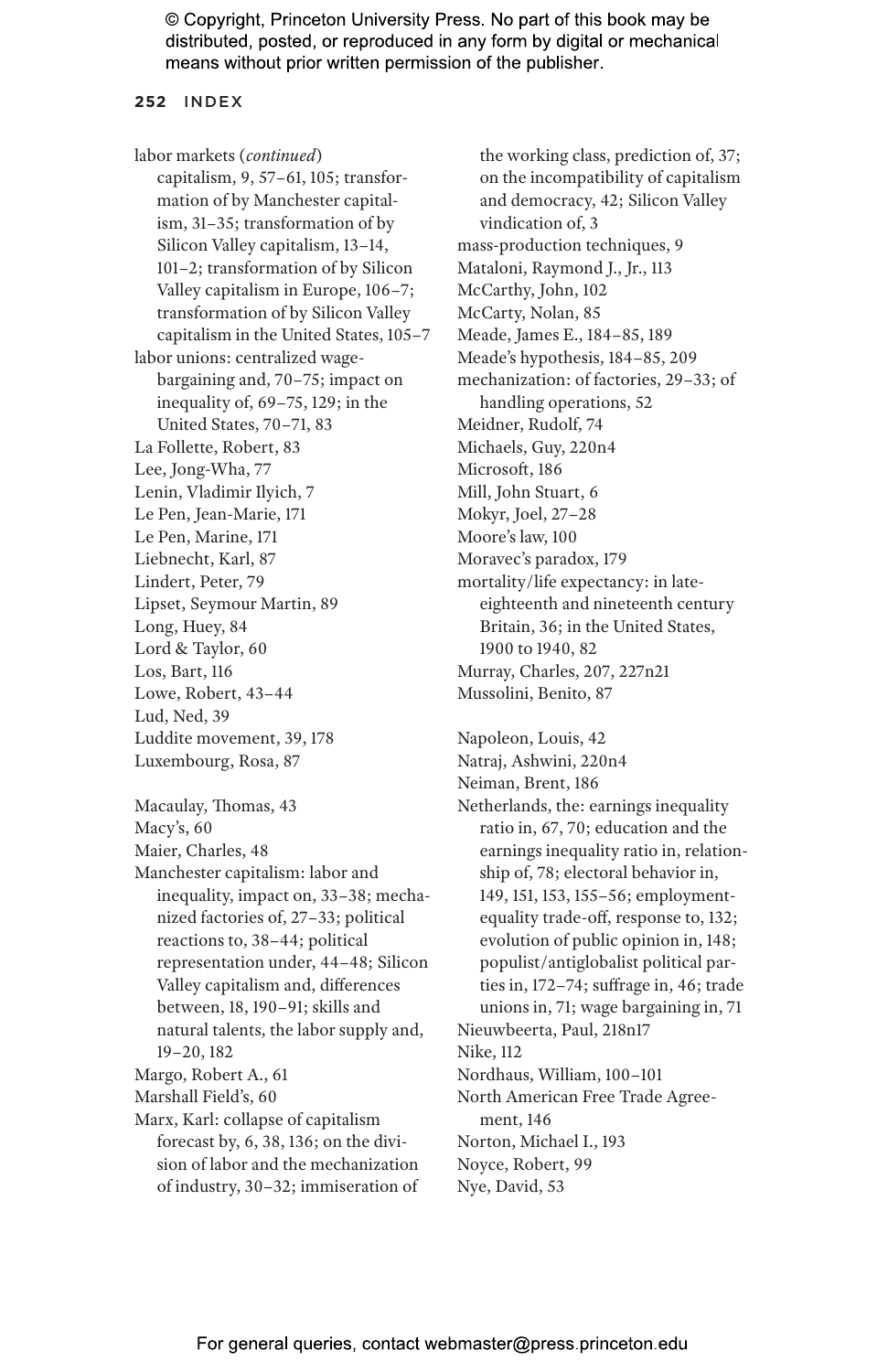labor markets (*continued*)
capitalism, 9, 57–61, 105; transformation of by Manchester capitalism, 31–35; transformation of by Silicon Valley capitalism, 13–14, 101–2; transformation of by Silicon Valley capitalism in Europe, 106–7; transformation of by Silicon Valley capitalism in the United States, 105–7

labor unions: centralized wage-bargaining and, 70–75; impact on inequality of, 69–75, 129; in the United States, 70–71, 83

La Follette, Robert, 83

Lee, Jong-Wha, 77

Lenin, Vladimir Ilyich, 7

Le Pen, Jean-Marie, 171

Le Pen, Marine, 171

Liebnecht, Karl, 87

Lindert, Peter, 79

Lipset, Seymour Martin, 89

Long, Huey, 84

Lord & Taylor, 60

Los, Bart, 116

Lowe, Robert, 43–44

Lud, Ned, 39

Luddite movement, 39, 178

Luxembourg, Rosa, 87

Macaulay, Thomas, 43

Macy's, 60

Maier, Charles, 48

Manchester capitalism: labor and inequality, impact on, 33–38; mechanized factories of, 27–33; political reactions to, 38–44; political representation under, 44–48; Silicon Valley capitalism and, differences between, 18, 190–91; skills and natural talents, the labor supply and, 19–20, 182

Margo, Robert A., 61

Marshall Field's, 60

Marx, Karl: collapse of capitalism forecast by, 6, 38, 136; on the division of labor and the mechanization of industry, 30–32; immiseration of the working class, prediction of, 37; on the incompatibility of capitalism and democracy, 42; Silicon Valley vindication of, 3

mass-production techniques, 9

Mataloni, Raymond J., Jr., 113

McCarthy, John, 102

McCarty, Nolan, 85

Meade, James E., 184–85, 189

Meade's hypothesis, 184–85, 209

mechanization: of factories, 29–33; of handling operations, 52

Meidner, Rudolf, 74

Michaels, Guy, 220n4

Microsoft, 186

Mill, John Stuart, 6

Mokyr, Joel, 27–28

Moore's law, 100

Moravec's paradox, 179

mortality/life expectancy: in late-eighteenth and nineteenth century Britain, 36; in the United States, 1900 to 1940, 82

Murray, Charles, 207, 227n21

Mussolini, Benito, 87

Napoleon, Louis, 42

Natraj, Ashwini, 220n4

Neiman, Brent, 186

Netherlands, the: earnings inequality ratio in, 67, 70; education and the earnings inequality ratio in, relationship of, 78; electoral behavior in, 149, 151, 153, 155–56; employment-equality trade-off, response to, 132; evolution of public opinion in, 148; populist/antiglobalist political parties in, 172–74; suffrage in, 46; trade unions in, 71; wage bargaining in, 71

Nieuwbeerta, Paul, 218n17

Nike, 112

Nordhaus, William, 100–101

North American Free Trade Agreement, 146

Norton, Michael I., 193

Noyce, Robert, 99

Nye, David, 53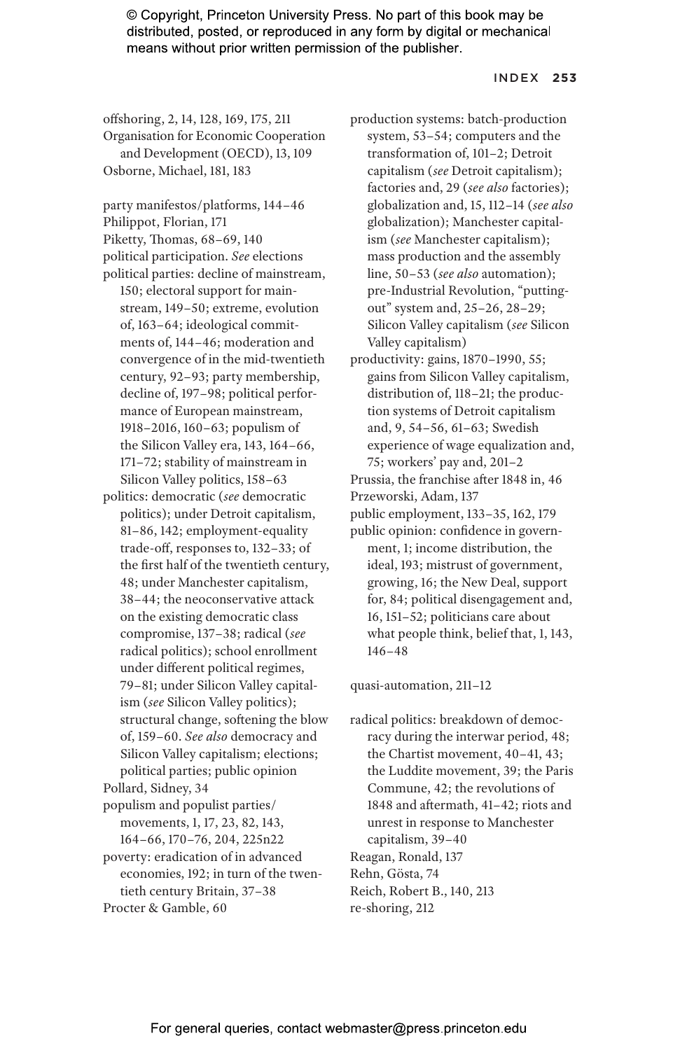offshoring, 2, 14, 128, 169, 175, 211
Organisation for Economic Cooperation and Development (OECD), 13, 109
Osborne, Michael, 181, 183

party manifestos/platforms, 144–46
Philippot, Florian, 171
Piketty, Thomas, 68–69, 140
political participation. *See* elections
political parties: decline of mainstream, 150; electoral support for mainstream, 149–50; extreme, evolution of, 163–64; ideological commitments of, 144–46; moderation and convergence of in the mid-twentieth century, 92–93; party membership, decline of, 197–98; political performance of European mainstream, 1918–2016, 160–63; populism of the Silicon Valley era, 143, 164–66, 171–72; stability of mainstream in Silicon Valley politics, 158–63
politics: democratic (*see* democratic politics); under Detroit capitalism, 81–86, 142; employment-equality trade-off, responses to, 132–33; of the first half of the twentieth century, 48; under Manchester capitalism, 38–44; the neoconservative attack on the existing democratic class compromise, 137–38; radical (*see* radical politics); school enrollment under different political regimes, 79–81; under Silicon Valley capitalism (*see* Silicon Valley politics); structural change, softening the blow of, 159–60. *See also* democracy and Silicon Valley capitalism; elections; political parties; public opinion
Pollard, Sidney, 34
populism and populist parties/movements, 1, 17, 23, 82, 143, 164–66, 170–76, 204, 225n22
poverty: eradication of in advanced economies, 192; in turn of the twentieth century Britain, 37–38
Procter & Gamble, 60
production systems: batch-production system, 53–54; computers and the transformation of, 101–2; Detroit capitalism (*see* Detroit capitalism); factories and, 29 (*see also* factories); globalization and, 15, 112–14 (*see also* globalization); Manchester capitalism (*see* Manchester capitalism); mass production and the assembly line, 50–53 (*see also* automation); pre-Industrial Revolution, "putting-out" system and, 25–26, 28–29; Silicon Valley capitalism (*see* Silicon Valley capitalism)
productivity: gains, 1870–1990, 55; gains from Silicon Valley capitalism, distribution of, 118–21; the production systems of Detroit capitalism and, 9, 54–56, 61–63; Swedish experience of wage equalization and, 75; workers' pay and, 201–2
Prussia, the franchise after 1848 in, 46
Przeworski, Adam, 137
public employment, 133–35, 162, 179
public opinion: confidence in government, 1; income distribution, the ideal, 193; mistrust of government, growing, 16; the New Deal, support for, 84; political disengagement and, 16, 151–52; politicians care about what people think, belief that, 1, 143, 146–48

quasi-automation, 211–12

radical politics: breakdown of democracy during the interwar period, 48; the Chartist movement, 40–41, 43; the Luddite movement, 39; the Paris Commune, 42; the revolutions of 1848 and aftermath, 41–42; riots and unrest in response to Manchester capitalism, 39–40
Reagan, Ronald, 137
Rehn, Gösta, 74
Reich, Robert B., 140, 213
re-shoring, 212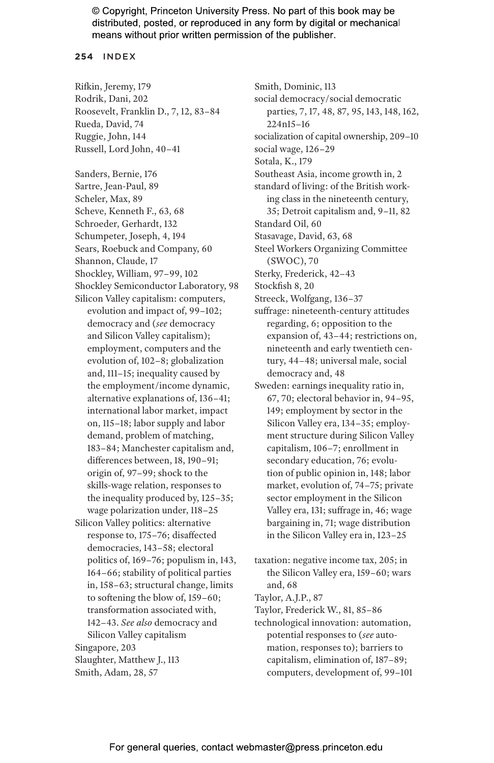Rifkin, Jeremy, 179
Rodrik, Dani, 202
Roosevelt, Franklin D., 7, 12, 83–84
Rueda, David, 74
Ruggie, John, 144
Russell, Lord John, 40–41

Sanders, Bernie, 176
Sartre, Jean-Paul, 89
Scheler, Max, 89
Scheve, Kenneth F., 63, 68
Schroeder, Gerhardt, 132
Schumpeter, Joseph, 4, 194
Sears, Roebuck and Company, 60
Shannon, Claude, 17
Shockley, William, 97–99, 102
Shockley Semiconductor Laboratory, 98
Silicon Valley capitalism: computers, evolution and impact of, 99–102; democracy and (*see* democracy and Silicon Valley capitalism); employment, computers and the evolution of, 102–8; globalization and, 111–15; inequality caused by the employment/income dynamic, alternative explanations of, 136–41; international labor market, impact on, 115–18; labor supply and labor demand, problem of matching, 183–84; Manchester capitalism and, differences between, 18, 190–91; origin of, 97–99; shock to the skills-wage relation, responses to the inequality produced by, 125–35; wage polarization under, 118–25
Silicon Valley politics: alternative response to, 175–76; disaffected democracies, 143–58; electoral politics of, 169–76; populism in, 143, 164–66; stability of political parties in, 158–63; structural change, limits to softening the blow of, 159–60; transformation associated with, 142–43. *See also* democracy and Silicon Valley capitalism
Singapore, 203
Slaughter, Matthew J., 113
Smith, Adam, 28, 57
Smith, Dominic, 113
social democracy/social democratic parties, 7, 17, 48, 87, 95, 143, 148, 162, 224n15–16
socialization of capital ownership, 209–10
social wage, 126–29
Sotala, K., 179
Southeast Asia, income growth in, 2
standard of living: of the British working class in the nineteenth century, 35; Detroit capitalism and, 9–11, 82
Standard Oil, 60
Stasavage, David, 63, 68
Steel Workers Organizing Committee (SWOC), 70
Sterky, Frederick, 42–43
Stockfish 8, 20
Streeck, Wolfgang, 136–37
suffrage: nineteenth-century attitudes regarding, 6; opposition to the expansion of, 43–44; restrictions on, nineteenth and early twentieth century, 44–48; universal male, social democracy and, 48
Sweden: earnings inequality ratio in, 67, 70; electoral behavior in, 94–95, 149; employment by sector in the Silicon Valley era, 134–35; employment structure during Silicon Valley capitalism, 106–7; enrollment in secondary education, 76; evolution of public opinion in, 148; labor market, evolution of, 74–75; private sector employment in the Silicon Valley era, 131; suffrage in, 46; wage bargaining in, 71; wage distribution in the Silicon Valley era in, 123–25

taxation: negative income tax, 205; in the Silicon Valley era, 159–60; wars and, 68
Taylor, A.J.P., 87
Taylor, Frederick W., 81, 85–86
technological innovation: automation, potential responses to (*see* automation, responses to); barriers to capitalism, elimination of, 187–89; computers, development of, 99–101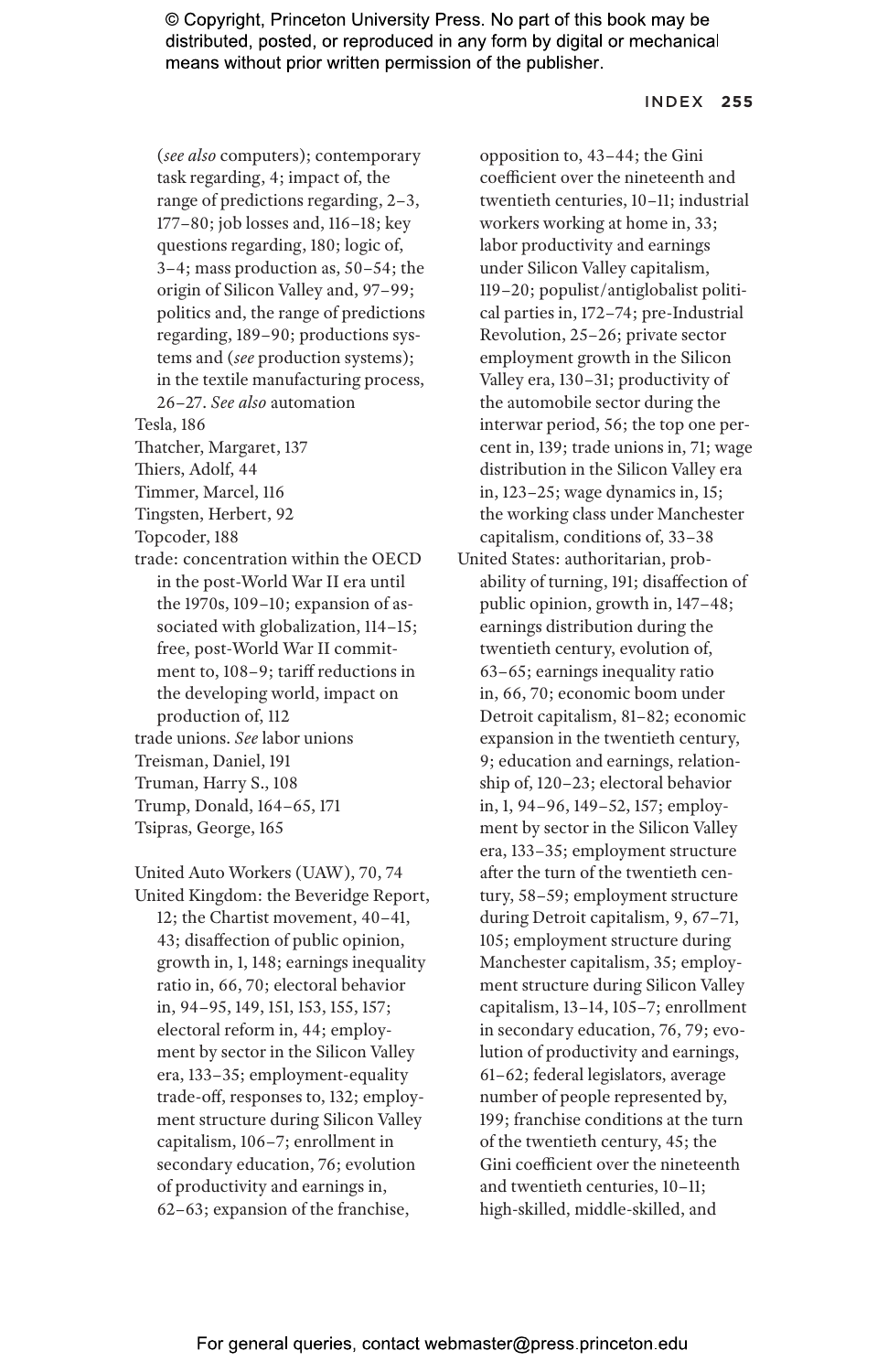(*see also* computers); contemporary task regarding, 4; impact of, the range of predictions regarding, 2–3, 177–80; job losses and, 116–18; key questions regarding, 180; logic of, 3–4; mass production as, 50–54; the origin of Silicon Valley and, 97–99; politics and, the range of predictions regarding, 189–90; productions systems and (*see* production systems); in the textile manufacturing process, 26–27. *See also* automation

Tesla, 186

Thatcher, Margaret, 137

Thiers, Adolf, 44

Timmer, Marcel, 116

Tingsten, Herbert, 92

Topcoder, 188

trade: concentration within the OECD in the post-World War II era until the 1970s, 109–10; expansion of associated with globalization, 114–15; free, post-World War II commitment to, 108–9; tariff reductions in the developing world, impact on production of, 112

trade unions. *See* labor unions

Treisman, Daniel, 191

Truman, Harry S., 108

Trump, Donald, 164–65, 171

Tsipras, George, 165

United Auto Workers (UAW), 70, 74

United Kingdom: the Beveridge Report, 12; the Chartist movement, 40–41, 43; disaffection of public opinion, growth in, 1, 148; earnings inequality ratio in, 66, 70; electoral behavior in, 94–95, 149, 151, 153, 155, 157; electoral reform in, 44; employment by sector in the Silicon Valley era, 133–35; employment-equality trade-off, responses to, 132; employment structure during Silicon Valley capitalism, 106–7; enrollment in secondary education, 76; evolution of productivity and earnings in, 62–63; expansion of the franchise, opposition to, 43–44; the Gini coefficient over the nineteenth and twentieth centuries, 10–11; industrial workers working at home in, 33; labor productivity and earnings under Silicon Valley capitalism, 119–20; populist/antiglobalist political parties in, 172–74; pre-Industrial Revolution, 25–26; private sector employment growth in the Silicon Valley era, 130–31; productivity of the automobile sector during the interwar period, 56; the top one percent in, 139; trade unions in, 71; wage distribution in the Silicon Valley era in, 123–25; wage dynamics in, 15; the working class under Manchester capitalism, conditions of, 33–38

United States: authoritarian, probability of turning, 191; disaffection of public opinion, growth in, 147–48; earnings distribution during the twentieth century, evolution of, 63–65; earnings inequality ratio in, 66, 70; economic boom under Detroit capitalism, 81–82; economic expansion in the twentieth century, 9; education and earnings, relationship of, 120–23; electoral behavior in, 1, 94–96, 149–52, 157; employment by sector in the Silicon Valley era, 133–35; employment structure after the turn of the twentieth century, 58–59; employment structure during Detroit capitalism, 9, 67–71, 105; employment structure during Manchester capitalism, 35; employment structure during Silicon Valley capitalism, 13–14, 105–7; enrollment in secondary education, 76, 79; evolution of productivity and earnings, 61–62; federal legislators, average number of people represented by, 199; franchise conditions at the turn of the twentieth century, 45; the Gini coefficient over the nineteenth and twentieth centuries, 10–11; high-skilled, middle-skilled, and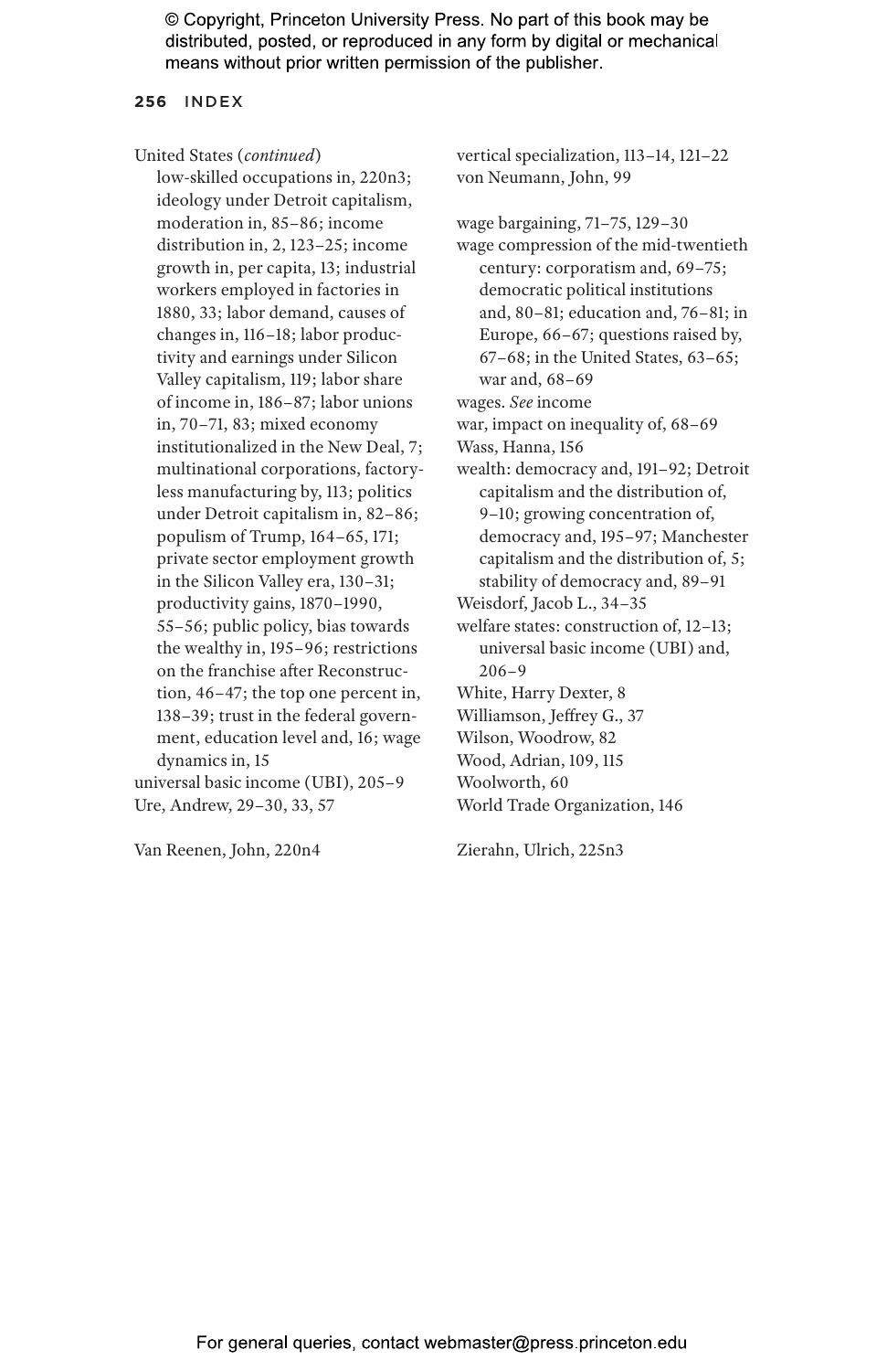United States (*continued*)
low-skilled occupations in, 220n3; ideology under Detroit capitalism, moderation in, 85–86; income distribution in, 2, 123–25; income growth in, per capita, 13; industrial workers employed in factories in 1880, 33; labor demand, causes of changes in, 116–18; labor productivity and earnings under Silicon Valley capitalism, 119; labor share of income in, 186–87; labor unions in, 70–71, 83; mixed economy institutionalized in the New Deal, 7; multinational corporations, factoryless manufacturing by, 113; politics under Detroit capitalism in, 82–86; populism of Trump, 164–65, 171; private sector employment growth in the Silicon Valley era, 130–31; productivity gains, 1870–1990, 55–56; public policy, bias towards the wealthy in, 195–96; restrictions on the franchise after Reconstruction, 46–47; the top one percent in, 138–39; trust in the federal government, education level and, 16; wage dynamics in, 15

universal basic income (UBI), 205–9

Ure, Andrew, 29–30, 33, 57

Van Reenen, John, 220n4

vertical specialization, 113–14, 121–22

von Neumann, John, 99

wage bargaining, 71–75, 129–30

wage compression of the mid-twentieth century: corporatism and, 69–75; democratic political institutions and, 80–81; education and, 76–81; in Europe, 66–67; questions raised by, 67–68; in the United States, 63–65; war and, 68–69

wages. *See* income

war, impact on inequality of, 68–69

Wass, Hanna, 156

wealth: democracy and, 191–92; Detroit capitalism and the distribution of, 9–10; growing concentration of, democracy and, 195–97; Manchester capitalism and the distribution of, 5; stability of democracy and, 89–91

Weisdorf, Jacob L., 34–35

welfare states: construction of, 12–13; universal basic income (UBI) and, 206–9

White, Harry Dexter, 8

Williamson, Jeffrey G., 37

Wilson, Woodrow, 82

Wood, Adrian, 109, 115

Woolworth, 60

World Trade Organization, 146

Zierahn, Ulrich, 225n3